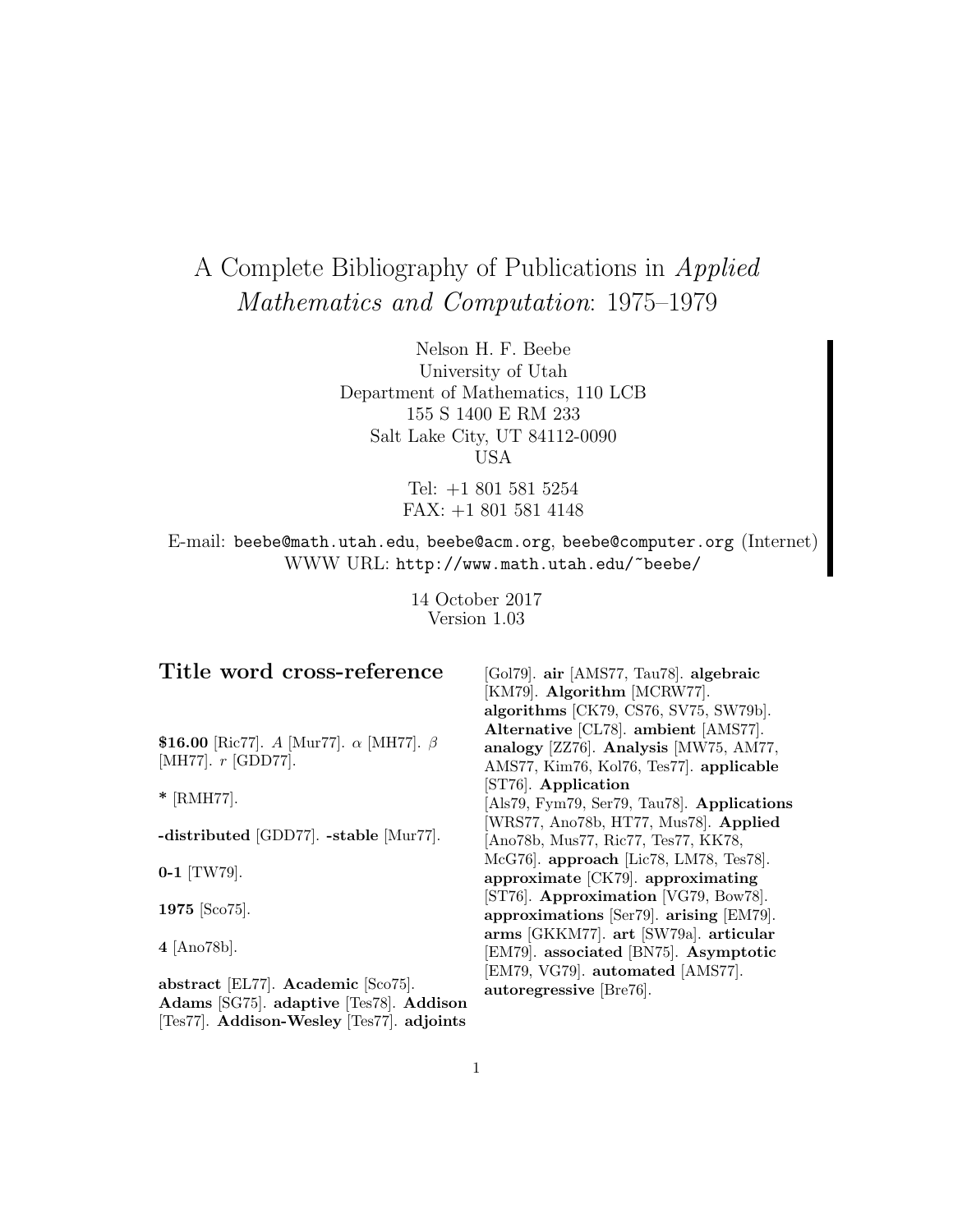# A Complete Bibliography of Publications in *Applied Mathematics and Computation*: 1975–1979

Nelson H. F. Beebe
University of Utah
Department of Mathematics, 110 LCB
155 S 1400 E RM 233
Salt Lake City, UT 84112-0090
USA

Tel: +1 801 581 5254
FAX: +1 801 581 4148

E-mail: `beebe@math.utah.edu`, `beebe@acm.org`, `beebe@computer.org` (Internet)
WWW URL: `http://www.math.utah.edu/~beebe/`

14 October 2017
Version 1.03

## Title word cross-reference

**$16.00** [Ric77]. $A$ [Mur77]. $\alpha$ [MH77]. $\beta$ [MH77]. $r$ [GDD77].

**\*** [RMH77].

**-distributed** [GDD77]. **-stable** [Mur77].

**0-1** [TW79].

**1975** [Sco75].

**4** [Ano78b].

**abstract** [EL77]. **Academic** [Sco75]. **Adams** [SG75]. **adaptive** [Tes78]. **Addison** [Tes77]. **Addison-Wesley** [Tes77]. **adjoints** [Gol79]. **air** [AMS77, Tau78]. **algebraic** [KM79]. **Algorithm** [MCRW77]. **algorithms** [CK79, CS76, SV75, SW79b]. **Alternative** [CL78]. **ambient** [AMS77]. **analogy** [ZZ76]. **Analysis** [MW75, AM77, AMS77, Kim76, Kol76, Tes77]. **applicable** [ST76]. **Application** [Als79, Fym79, Ser79, Tau78]. **Applications** [WRS77, Ano78b, HT77, Mus78]. **Applied** [Ano78b, Mus77, Ric77, Tes77, KK78, McG76]. **approach** [Lic78, LM78, Tes78]. **approximate** [CK79]. **approximating** [ST76]. **Approximation** [VG79, Bow78]. **approximations** [Ser79]. **arising** [EM79]. **arms** [GKKM77]. **art** [SW79a]. **articular** [EM79]. **associated** [BN75]. **Asymptotic** [EM79, VG79]. **automated** [AMS77]. **autoregressive** [Bre76].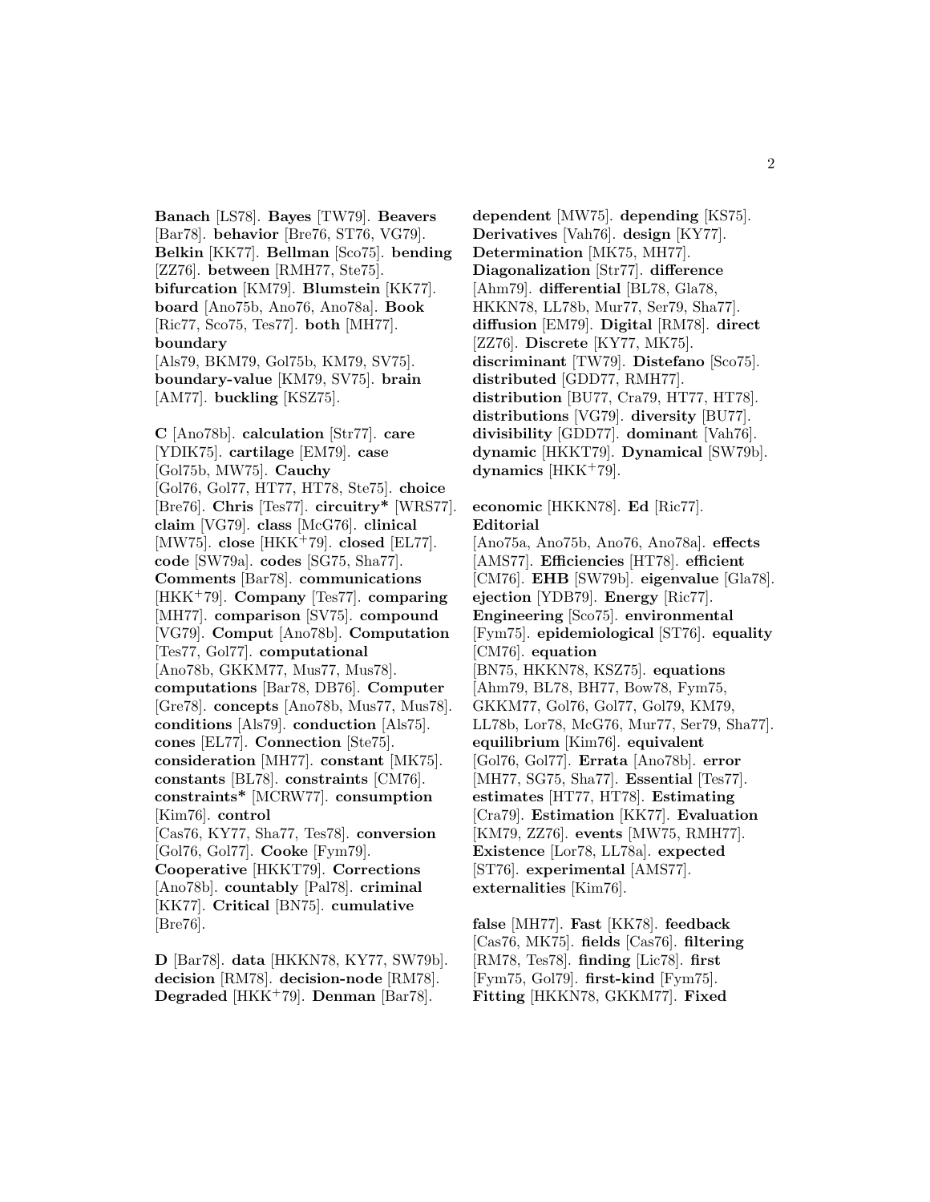**Banach** [LS78]. **Bayes** [TW79]. **Beavers** [Bar78]. **behavior** [Bre76, ST76, VG79]. **Belkin** [KK77]. **Bellman** [Sco75]. **bending** [ZZ76]. **between** [RMH77, Ste75]. **bifurcation** [KM79]. **Blumstein** [KK77]. **board** [Ano75b, Ano76, Ano78a]. **Book** [Ric77, Sco75, Tes77]. **both** [MH77]. **boundary** [Als79, BKM79, Gol75b, KM79, SV75]. **boundary-value** [KM79, SV75]. **brain** [AM77]. **buckling** [KSZ75].

**C** [Ano78b]. **calculation** [Str77]. **care** [YDIK75]. **cartilage** [EM79]. **case** [Gol75b, MW75]. **Cauchy** [Gol76, Gol77, HT77, HT78, Ste75]. **choice** [Bre76]. **Chris** [Tes77]. **circuitry*** [WRS77]. **claim** [VG79]. **class** [McG76]. **clinical** [MW75]. **close** [HKK+79]. **closed** [EL77]. **code** [SW79a]. **codes** [SG75, Sha77]. **Comments** [Bar78]. **communications** [HKK+79]. **Company** [Tes77]. **comparing** [MH77]. **comparison** [SV75]. **compound** [VG79]. **Comput** [Ano78b]. **Computation** [Tes77, Gol77]. **computational** [Ano78b, GKKM77, Mus77, Mus78]. **computations** [Bar78, DB76]. **Computer** [Gre78]. **concepts** [Ano78b, Mus77, Mus78]. **conditions** [Als79]. **conduction** [Als75]. **cones** [EL77]. **Connection** [Ste75]. **consideration** [MH77]. **constant** [MK75]. **constants** [BL78]. **constraints** [CM76]. **constraints*** [MCRW77]. **consumption** [Kim76]. **control** [Cas76, KY77, Sha77, Tes78]. **conversion** [Gol76, Gol77]. **Cooke** [Fym79]. **Cooperative** [HKKT79]. **Corrections** [Ano78b]. **countably** [Pal78]. **criminal** [KK77]. **Critical** [BN75]. **cumulative** [Bre76].

**D** [Bar78]. **data** [HKKN78, KY77, SW79b]. **decision** [RM78]. **decision-node** [RM78]. **Degraded** [HKK+79]. **Denman** [Bar78]. **dependent** [MW75]. **depending** [KS75]. **Derivatives** [Vah76]. **design** [KY77]. **Determination** [MK75, MH77]. **Diagonalization** [Str77]. **difference** [Ahm79]. **differential** [BL78, Gla78, HKKN78, LL78b, Mur77, Ser79, Sha77]. **diffusion** [EM79]. **Digital** [RM78]. **direct** [ZZ76]. **Discrete** [KY77, MK75]. **discriminant** [TW79]. **Distefano** [Sco75]. **distributed** [GDD77, RMH77]. **distribution** [BU77, Cra79, HT77, HT78]. **distributions** [VG79]. **diversity** [BU77]. **divisibility** [GDD77]. **dominant** [Vah76]. **dynamic** [HKKT79]. **Dynamical** [SW79b]. **dynamics** [HKK+79].

**economic** [HKKN78]. **Ed** [Ric77]. **Editorial** [Ano75a, Ano75b, Ano76, Ano78a]. **effects** [AMS77]. **Efficiencies** [HT78]. **efficient** [CM76]. **EHB** [SW79b]. **eigenvalue** [Gla78]. **ejection** [YDB79]. **Energy** [Ric77]. **Engineering** [Sco75]. **environmental** [Fym75]. **epidemiological** [ST76]. **equality** [CM76]. **equation** [BN75, HKKN78, KSZ75]. **equations** [Ahm79, BL78, BH77, Bow78, Fym75, GKKM77, Gol76, Gol77, Gol79, KM79, LL78b, Lor78, McG76, Mur77, Ser79, Sha77]. **equilibrium** [Kim76]. **equivalent** [Gol76, Gol77]. **Errata** [Ano78b]. **error** [MH77, SG75, Sha77]. **Essential** [Tes77]. **estimates** [HT77, HT78]. **Estimating** [Cra79]. **Estimation** [KK77]. **Evaluation** [KM79, ZZ76]. **events** [MW75, RMH77]. **Existence** [Lor78, LL78a]. **expected** [ST76]. **experimental** [AMS77]. **externalities** [Kim76].

**false** [MH77]. **Fast** [KK78]. **feedback** [Cas76, MK75]. **fields** [Cas76]. **filtering** [RM78, Tes78]. **finding** [Lic78]. **first** [Fym75, Gol79]. **first-kind** [Fym75]. **Fitting** [HKKN78, GKKM77]. **Fixed**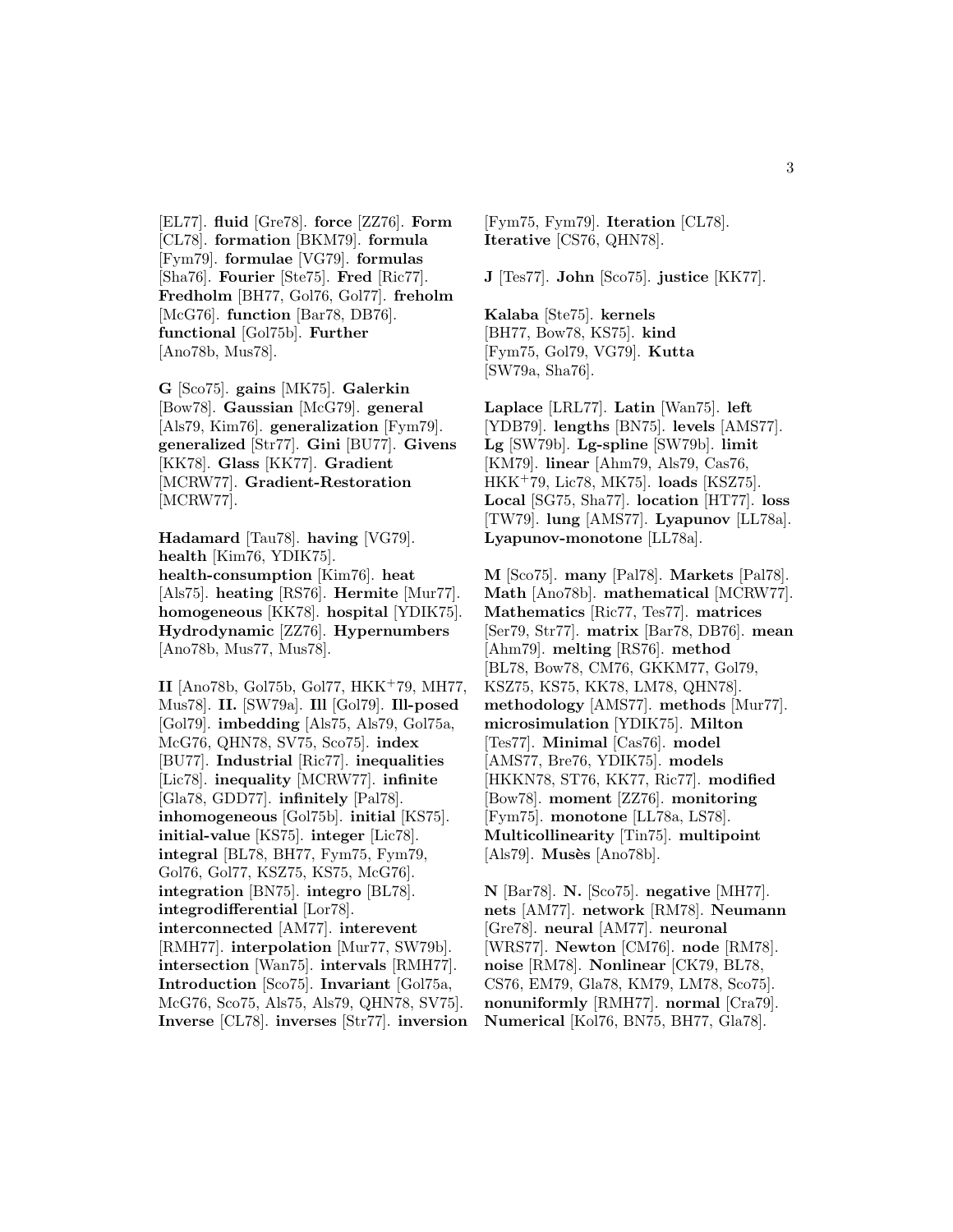[EL77]. **fluid** [Gre78]. **force** [ZZ76]. **Form** [CL78]. **formation** [BKM79]. **formula** [Fym79]. **formulae** [VG79]. **formulas** [Sha76]. **Fourier** [Ste75]. **Fred** [Ric77]. **Fredholm** [BH77, Gol76, Gol77]. **freholm** [McG76]. **function** [Bar78, DB76]. **functional** [Gol75b]. **Further** [Ano78b, Mus78].

**G** [Sco75]. **gains** [MK75]. **Galerkin** [Bow78]. **Gaussian** [McG79]. **general** [Als79, Kim76]. **generalization** [Fym79]. **generalized** [Str77]. **Gini** [BU77]. **Givens** [KK78]. **Glass** [KK77]. **Gradient** [MCRW77]. **Gradient-Restoration** [MCRW77].

**Hadamard** [Tau78]. **having** [VG79]. **health** [Kim76, YDIK75]. **health-consumption** [Kim76]. **heat** [Als75]. **heating** [RS76]. **Hermite** [Mur77]. **homogeneous** [KK78]. **hospital** [YDIK75]. **Hydrodynamic** [ZZ76]. **Hypernumbers** [Ano78b, Mus77, Mus78].

**II** [Ano78b, Gol75b, Gol77, HKK+79, MH77, Mus78]. **II.** [SW79a]. **Ill** [Gol79]. **Ill-posed** [Gol79]. **imbedding** [Als75, Als79, Gol75a, McG76, QHN78, SV75, Sco75]. **index** [BU77]. **Industrial** [Ric77]. **inequalities** [Lic78]. **inequality** [MCRW77]. **infinite** [Gla78, GDD77]. **infinitely** [Pal78]. **inhomogeneous** [Gol75b]. **initial** [KS75]. **initial-value** [KS75]. **integer** [Lic78]. **integral** [BL78, BH77, Fym75, Fym79, Gol76, Gol77, KSZ75, KS75, McG76]. **integration** [BN75]. **integro** [BL78]. **integrodifferential** [Lor78]. **interconnected** [AM77]. **interevent** [RMH77]. **interpolation** [Mur77, SW79b]. **intersection** [Wan75]. **intervals** [RMH77]. **Introduction** [Sco75]. **Invariant** [Gol75a, McG76, Sco75, Als75, Als79, QHN78, SV75]. **Inverse** [CL78]. **inverses** [Str77]. **inversion** [Fym75, Fym79]. **Iteration** [CL78]. **Iterative** [CS76, QHN78].

**J** [Tes77]. **John** [Sco75]. **justice** [KK77].

**Kalaba** [Ste75]. **kernels** [BH77, Bow78, KS75]. **kind** [Fym75, Gol79, VG79]. **Kutta** [SW79a, Sha76].

**Laplace** [LRL77]. **Latin** [Wan75]. **left** [YDB79]. **lengths** [BN75]. **levels** [AMS77]. **Lg** [SW79b]. **Lg-spline** [SW79b]. **limit** [KM79]. **linear** [Ahm79, Als79, Cas76, HKK+79, Lic78, MK75]. **loads** [KSZ75]. **Local** [SG75, Sha77]. **location** [HT77]. **loss** [TW79]. **lung** [AMS77]. **Lyapunov** [LL78a]. **Lyapunov-monotone** [LL78a].

**M** [Sco75]. **many** [Pal78]. **Markets** [Pal78]. **Math** [Ano78b]. **mathematical** [MCRW77]. **Mathematics** [Ric77, Tes77]. **matrices** [Ser79, Str77]. **matrix** [Bar78, DB76]. **mean** [Ahm79]. **melting** [RS76]. **method** [BL78, Bow78, CM76, GKKM77, Gol79, KSZ75, KS75, KK78, LM78, QHN78]. **methodology** [AMS77]. **methods** [Mur77]. **microsimulation** [YDIK75]. **Milton** [Tes77]. **Minimal** [Cas76]. **model** [AMS77, Bre76, YDIK75]. **models** [HKKN78, ST76, KK77, Ric77]. **modified** [Bow78]. **moment** [ZZ76]. **monitoring** [Fym75]. **monotone** [LL78a, LS78]. **Multicollinearity** [Tin75]. **multipoint** [Als79]. **Musès** [Ano78b].

**N** [Bar78]. **N.** [Sco75]. **negative** [MH77]. **nets** [AM77]. **network** [RM78]. **Neumann** [Gre78]. **neural** [AM77]. **neuronal** [WRS77]. **Newton** [CM76]. **node** [RM78]. **noise** [RM78]. **Nonlinear** [CK79, BL78, CS76, EM79, Gla78, KM79, LM78, Sco75]. **nonuniformly** [RMH77]. **normal** [Cra79]. **Numerical** [Kol76, BN75, BH77, Gla78].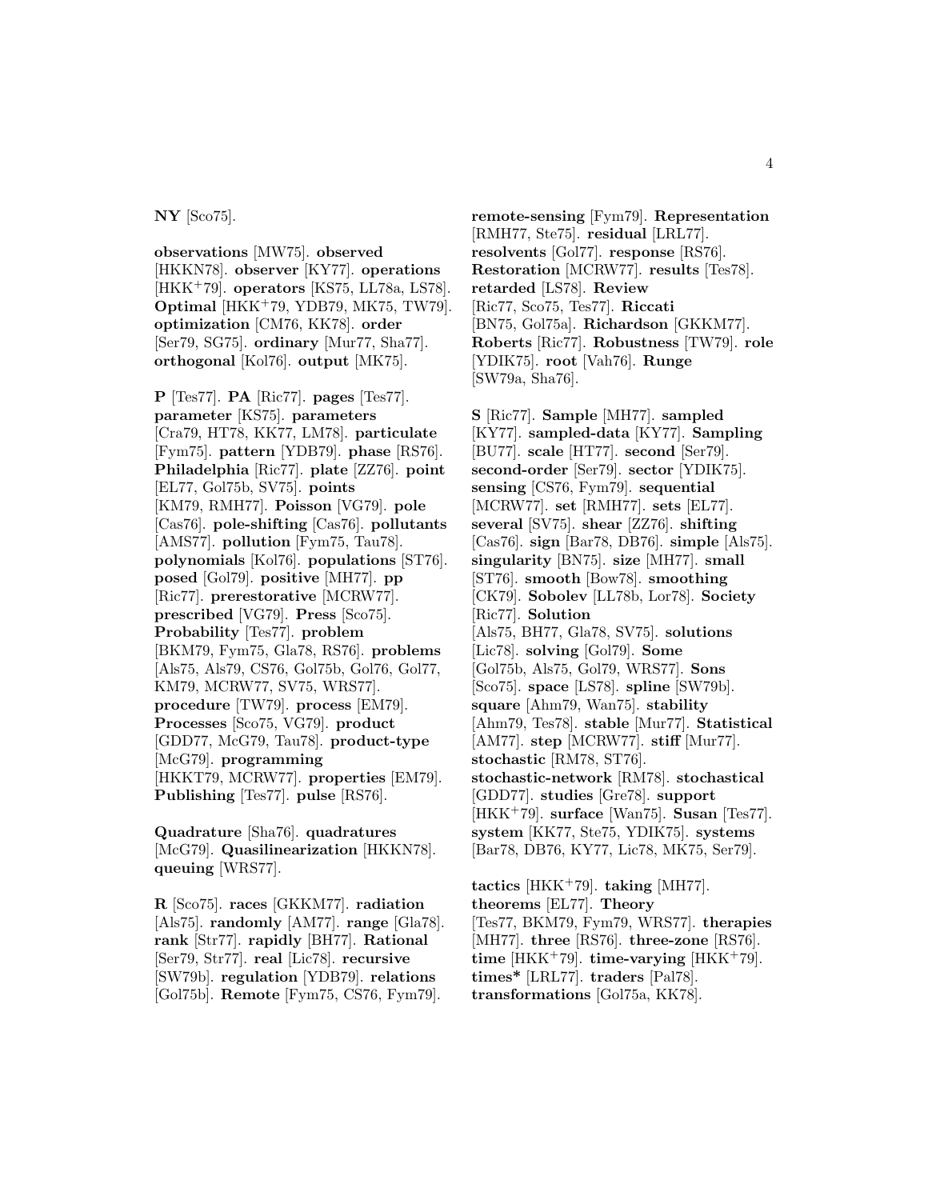**NY** [Sco75].

**observations** [MW75]. **observed** [HKKN78]. **observer** [KY77]. **operations** [HKK[+]79]. **operators** [KS75, LL78a, LS78]. **Optimal** [HKK[+]79, YDB79, MK75, TW79]. **optimization** [CM76, KK78]. **order** [Ser79, SG75]. **ordinary** [Mur77, Sha77]. **orthogonal** [Kol76]. **output** [MK75].

**P** [Tes77]. **PA** [Ric77]. **pages** [Tes77]. **parameter** [KS75]. **parameters** [Cra79, HT78, KK77, LM78]. **particulate** [Fym75]. **pattern** [YDB79]. **phase** [RS76]. **Philadelphia** [Ric77]. **plate** [ZZ76]. **point** [EL77, Gol75b, SV75]. **points** [KM79, RMH77]. **Poisson** [VG79]. **pole** [Cas76]. **pole-shifting** [Cas76]. **pollutants** [AMS77]. **pollution** [Fym75, Tau78]. **polynomials** [Kol76]. **populations** [ST76]. **posed** [Gol79]. **positive** [MH77]. **pp** [Ric77]. **prerestorative** [MCRW77]. **prescribed** [VG79]. **Press** [Sco75]. **Probability** [Tes77]. **problem** [BKM79, Fym75, Gla78, RS76]. **problems** [Als75, Als79, CS76, Gol75b, Gol76, Gol77, KM79, MCRW77, SV75, WRS77]. **procedure** [TW79]. **process** [EM79]. **Processes** [Sco75, VG79]. **product** [GDD77, McG79, Tau78]. **product-type** [McG79]. **programming** [HKKT79, MCRW77]. **properties** [EM79]. **Publishing** [Tes77]. **pulse** [RS76].

**Quadrature** [Sha76]. **quadratures** [McG79]. **Quasilinearization** [HKKN78]. **queuing** [WRS77].

**R** [Sco75]. **races** [GKKM77]. **radiation** [Als75]. **randomly** [AM77]. **range** [Gla78]. **rank** [Str77]. **rapidly** [BH77]. **Rational** [Ser79, Str77]. **real** [Lic78]. **recursive** [SW79b]. **regulation** [YDB79]. **relations** [Gol75b]. **Remote** [Fym75, CS76, Fym79]. **remote-sensing** [Fym79]. **Representation** [RMH77, Ste75]. **residual** [LRL77]. **resolvents** [Gol77]. **response** [RS76]. **Restoration** [MCRW77]. **results** [Tes78]. **retarded** [LS78]. **Review** [Ric77, Sco75, Tes77]. **Riccati** [BN75, Gol75a]. **Richardson** [GKKM77]. **Roberts** [Ric77]. **Robustness** [TW79]. **role** [YDIK75]. **root** [Vah76]. **Runge** [SW79a, Sha76].

**S** [Ric77]. **Sample** [MH77]. **sampled** [KY77]. **sampled-data** [KY77]. **Sampling** [BU77]. **scale** [HT77]. **second** [Ser79]. **second-order** [Ser79]. **sector** [YDIK75]. **sensing** [CS76, Fym79]. **sequential** [MCRW77]. **set** [RMH77]. **sets** [EL77]. **several** [SV75]. **shear** [ZZ76]. **shifting** [Cas76]. **sign** [Bar78, DB76]. **simple** [Als75]. **singularity** [BN75]. **size** [MH77]. **small** [ST76]. **smooth** [Bow78]. **smoothing** [CK79]. **Sobolev** [LL78b, Lor78]. **Society** [Ric77]. **Solution** [Als75, BH77, Gla78, SV75]. **solutions** [Lic78]. **solving** [Gol79]. **Some** [Gol75b, Als75, Gol79, WRS77]. **Sons** [Sco75]. **space** [LS78]. **spline** [SW79b]. **square** [Ahm79, Wan75]. **stability** [Ahm79, Tes78]. **stable** [Mur77]. **Statistical** [AM77]. **step** [MCRW77]. **stiff** [Mur77]. **stochastic** [RM78, ST76]. **stochastic-network** [RM78]. **stochastical** [GDD77]. **studies** [Gre78]. **support** [HKK[+]79]. **surface** [Wan75]. **Susan** [Tes77]. **system** [KK77, Ste75, YDIK75]. **systems** [Bar78, DB76, KY77, Lic78, MK75, Ser79].

**tactics** [HKK[+]79]. **taking** [MH77]. **theorems** [EL77]. **Theory** [Tes77, BKM79, Fym79, WRS77]. **therapies** [MH77]. **three** [RS76]. **three-zone** [RS76]. **time** [HKK[+]79]. **time-varying** [HKK[+]79]. **times*** [LRL77]. **traders** [Pal78]. **transformations** [Gol75a, KK78].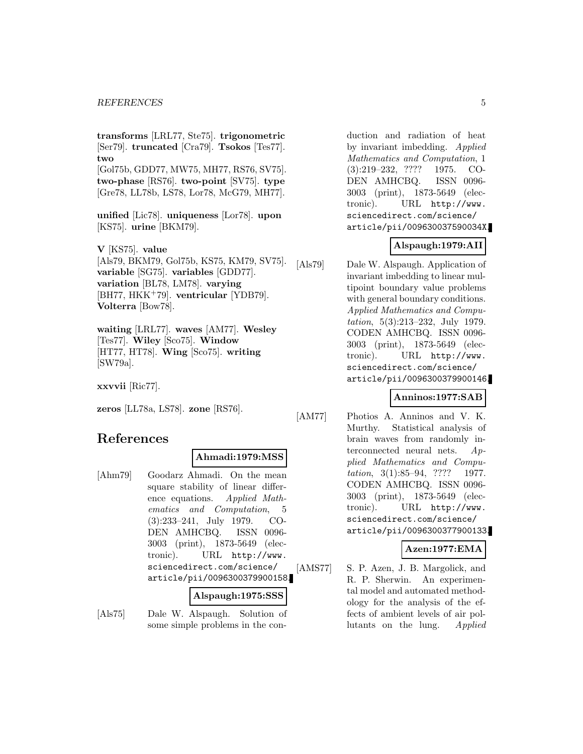**transforms** [LRL77, Ste75]. **trigonometric** [Ser79]. **truncated** [Cra79]. **Tsokos** [Tes77]. **two** [Gol75b, GDD77, MW75, MH77, RS76, SV75]. **two-phase** [RS76]. **two-point** [SV75]. **type** [Gre78, LL78b, LS78, Lor78, McG79, MH77].

**unified** [Lic78]. **uniqueness** [Lor78]. **upon** [KS75]. **urine** [BKM79].

**V** [KS75]. **value** [Als79, BKM79, Gol75b, KS75, KM79, SV75]. **variable** [SG75]. **variables** [GDD77]. **variation** [BL78, LM78]. **varying** [BH77, HKK+79]. **ventricular** [YDB79]. **Volterra** [Bow78].

**waiting** [LRL77]. **waves** [AM77]. **Wesley** [Tes77]. **Wiley** [Sco75]. **Window** [HT77, HT78]. **Wing** [Sco75]. **writing** [SW79a].

**xxvvii** [Ric77].

**zeros** [LL78a, LS78]. **zone** [RS76].

# References

**Ahmadi:1979:MSS**

[Ahm79] Goodarz Ahmadi. On the mean square stability of linear difference equations. *Applied Mathematics and Computation*, 5 (3):233–241, July 1979. CODEN AMHCBQ. ISSN 0096-3003 (print), 1873-5649 (electronic). URL http://www.sciencedirect.com/science/article/pii/0096300379900158.

**Alspaugh:1975:SSS**

[Als75] Dale W. Alspaugh. Solution of some simple problems in the conduction and radiation of heat by invariant imbedding. *Applied Mathematics and Computation*, 1 (3):219–232, ???? 1975. CODEN AMHCBQ. ISSN 0096-3003 (print), 1873-5649 (electronic). URL http://www.sciencedirect.com/science/article/pii/009630037590034X.

**Alspaugh:1979:AII**

[Als79] Dale W. Alspaugh. Application of invariant imbedding to linear multipoint boundary value problems with general boundary conditions. *Applied Mathematics and Computation*, 5(3):213–232, July 1979. CODEN AMHCBQ. ISSN 0096-3003 (print), 1873-5649 (electronic). URL http://www.sciencedirect.com/science/article/pii/0096300379900146.

**Anninos:1977:SAB**

[AM77] Photios A. Anninos and V. K. Murthy. Statistical analysis of brain waves from randomly interconnected neural nets. *Applied Mathematics and Computation*, 3(1):85–94, ???? 1977. CODEN AMHCBQ. ISSN 0096-3003 (print), 1873-5649 (electronic). URL http://www.sciencedirect.com/science/article/pii/0096300377900133.

**Azen:1977:EMA**

[AMS77] S. P. Azen, J. B. Margolick, and R. P. Sherwin. An experimental model and automated methodology for the analysis of the effects of ambient levels of air pollutants on the lung. *Applied*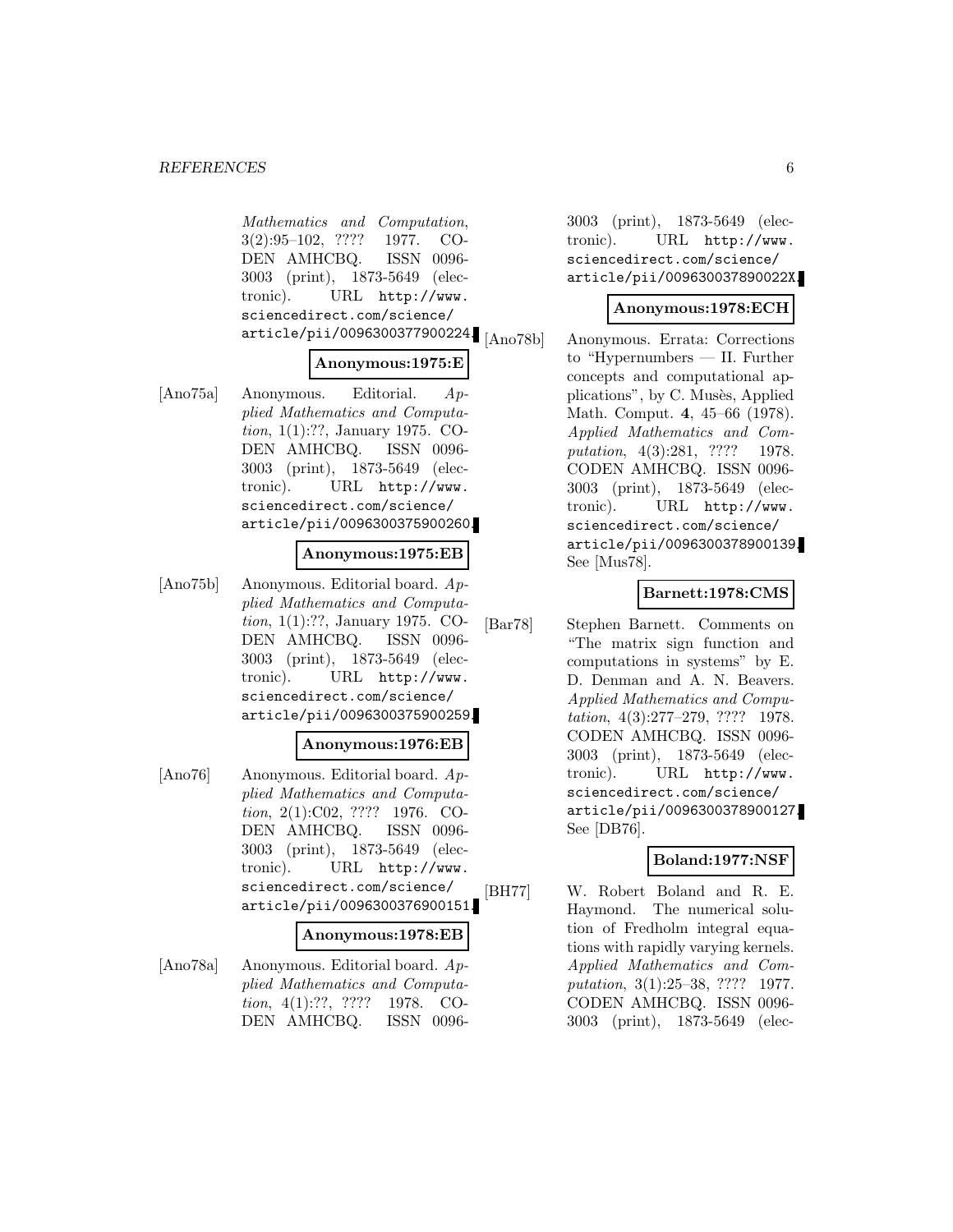*Mathematics and Computation*, 3(2):95–102, ???? 1977. CODEN AMHCBQ. ISSN 0096-3003 (print), 1873-5649 (electronic). URL http://www.sciencedirect.com/science/article/pii/0096300377900224.

**Anonymous:1975:E**

[Ano75a] Anonymous. Editorial. *Applied Mathematics and Computation*, 1(1):??, January 1975. CODEN AMHCBQ. ISSN 0096-3003 (print), 1873-5649 (electronic). URL http://www.sciencedirect.com/science/article/pii/0096300375900260.

**Anonymous:1975:EB**

[Ano75b] Anonymous. Editorial board. *Applied Mathematics and Computation*, 1(1):??, January 1975. CODEN AMHCBQ. ISSN 0096-3003 (print), 1873-5649 (electronic). URL http://www.sciencedirect.com/science/article/pii/0096300375900259.

**Anonymous:1976:EB**

[Ano76] Anonymous. Editorial board. *Applied Mathematics and Computation*, 2(1):C02, ???? 1976. CODEN AMHCBQ. ISSN 0096-3003 (print), 1873-5649 (electronic). URL http://www.sciencedirect.com/science/article/pii/0096300376900151.

**Anonymous:1978:EB**

[Ano78a] Anonymous. Editorial board. *Applied Mathematics and Computation*, 4(1):??, ???? 1978. CODEN AMHCBQ. ISSN 0096-3003 (print), 1873-5649 (electronic). URL http://www.sciencedirect.com/science/article/pii/009630037890022X.

**Anonymous:1978:ECH**

[Ano78b] Anonymous. Errata: Corrections to "Hypernumbers — II. Further concepts and computational applications", by C. Musès, Applied Math. Comput. **4**, 45–66 (1978). *Applied Mathematics and Computation*, 4(3):281, ???? 1978. CODEN AMHCBQ. ISSN 0096-3003 (print), 1873-5649 (electronic). URL http://www.sciencedirect.com/science/article/pii/0096300378900139. See [Mus78].

**Barnett:1978:CMS**

[Bar78] Stephen Barnett. Comments on "The matrix sign function and computations in systems" by E. D. Denman and A. N. Beavers. *Applied Mathematics and Computation*, 4(3):277–279, ???? 1978. CODEN AMHCBQ. ISSN 0096-3003 (print), 1873-5649 (electronic). URL http://www.sciencedirect.com/science/article/pii/0096300378900127. See [DB76].

**Boland:1977:NSF**

[BH77] W. Robert Boland and R. E. Haymond. The numerical solution of Fredholm integral equations with rapidly varying kernels. *Applied Mathematics and Computation*, 3(1):25–38, ???? 1977. CODEN AMHCBQ. ISSN 0096-3003 (print), 1873-5649 (elec-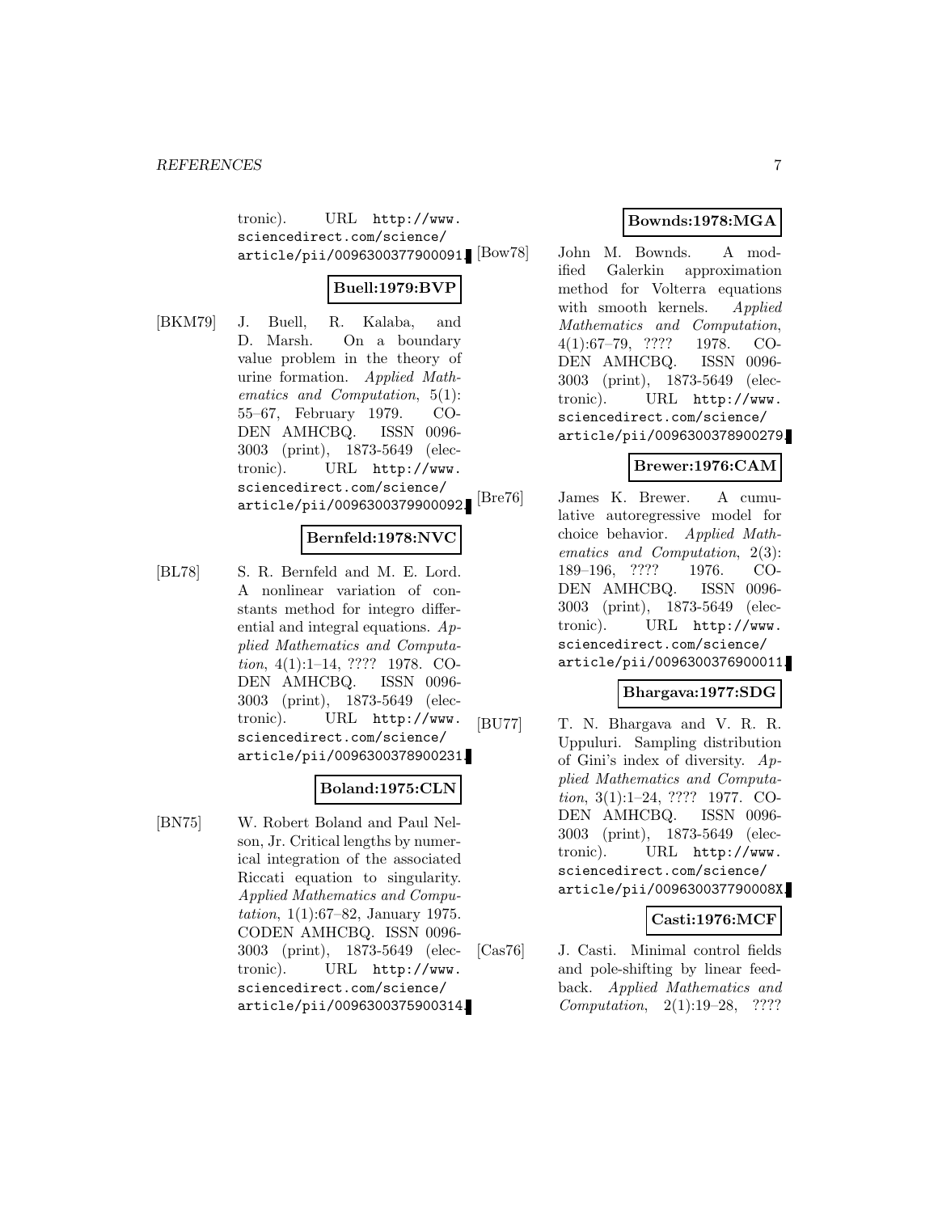tronic). URL http://www.sciencedirect.com/science/article/pii/0096300377900091.

**Buell:1979:BVP**

[BKM79] J. Buell, R. Kalaba, and D. Marsh. On a boundary value problem in the theory of urine formation. *Applied Mathematics and Computation*, 5(1): 55–67, February 1979. CODEN AMHCBQ. ISSN 0096-3003 (print), 1873-5649 (electronic). URL http://www.sciencedirect.com/science/article/pii/0096300379900092.

**Bernfeld:1978:NVC**

[BL78] S. R. Bernfeld and M. E. Lord. A nonlinear variation of constants method for integro differential and integral equations. *Applied Mathematics and Computation*, 4(1):1–14, ???? 1978. CODEN AMHCBQ. ISSN 0096-3003 (print), 1873-5649 (electronic). URL http://www.sciencedirect.com/science/article/pii/0096300378900231.

**Boland:1975:CLN**

[BN75] W. Robert Boland and Paul Nelson, Jr. Critical lengths by numerical integration of the associated Riccati equation to singularity. *Applied Mathematics and Computation*, 1(1):67–82, January 1975. CODEN AMHCBQ. ISSN 0096-3003 (print), 1873-5649 (electronic). URL http://www.sciencedirect.com/science/article/pii/0096300375900314.

**Bownds:1978:MGA**

[Bow78] John M. Bownds. A modified Galerkin approximation method for Volterra equations with smooth kernels. *Applied Mathematics and Computation*, 4(1):67–79, ???? 1978. CODEN AMHCBQ. ISSN 0096-3003 (print), 1873-5649 (electronic). URL http://www.sciencedirect.com/science/article/pii/0096300378900279.

**Brewer:1976:CAM**

[Bre76] James K. Brewer. A cumulative autoregressive model for choice behavior. *Applied Mathematics and Computation*, 2(3): 189–196, ???? 1976. CODEN AMHCBQ. ISSN 0096-3003 (print), 1873-5649 (electronic). URL http://www.sciencedirect.com/science/article/pii/0096300376900011.

**Bhargava:1977:SDG**

[BU77] T. N. Bhargava and V. R. R. Uppuluri. Sampling distribution of Gini's index of diversity. *Applied Mathematics and Computation*, 3(1):1–24, ???? 1977. CODEN AMHCBQ. ISSN 0096-3003 (print), 1873-5649 (electronic). URL http://www.sciencedirect.com/science/article/pii/009630037790008X.

**Casti:1976:MCF**

[Cas76] J. Casti. Minimal control fields and pole-shifting by linear feedback. *Applied Mathematics and Computation*, 2(1):19–28, ????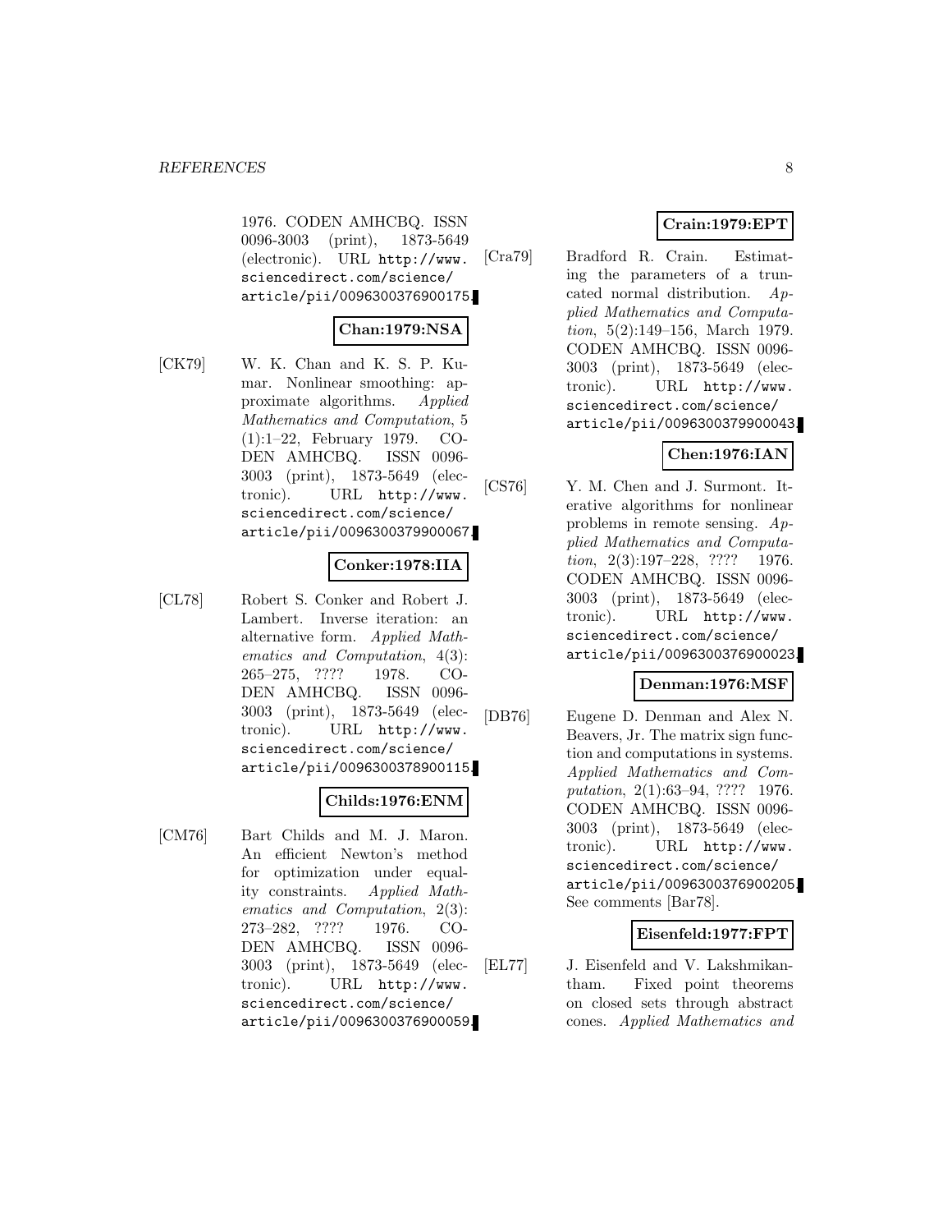1976. CODEN AMHCBQ. ISSN 0096-3003 (print), 1873-5649 (electronic). URL http://www.sciencedirect.com/science/article/pii/0096300376900175.

**Chan:1979:NSA**

[CK79] W. K. Chan and K. S. P. Kumar. Nonlinear smoothing: approximate algorithms. *Applied Mathematics and Computation*, 5 (1):1–22, February 1979. CODEN AMHCBQ. ISSN 0096-3003 (print), 1873-5649 (electronic). URL http://www.sciencedirect.com/science/article/pii/0096300379900067.

**Conker:1978:IIA**

[CL78] Robert S. Conker and Robert J. Lambert. Inverse iteration: an alternative form. *Applied Mathematics and Computation*, 4(3): 265–275, ???? 1978. CODEN AMHCBQ. ISSN 0096-3003 (print), 1873-5649 (electronic). URL http://www.sciencedirect.com/science/article/pii/0096300378900115.

**Childs:1976:ENM**

[CM76] Bart Childs and M. J. Maron. An efficient Newton's method for optimization under equality constraints. *Applied Mathematics and Computation*, 2(3): 273–282, ???? 1976. CODEN AMHCBQ. ISSN 0096-3003 (print), 1873-5649 (electronic). URL http://www.sciencedirect.com/science/article/pii/0096300376900059.

**Crain:1979:EPT**

[Cra79] Bradford R. Crain. Estimating the parameters of a truncated normal distribution. *Applied Mathematics and Computation*, 5(2):149–156, March 1979. CODEN AMHCBQ. ISSN 0096-3003 (print), 1873-5649 (electronic). URL http://www.sciencedirect.com/science/article/pii/0096300379900043.

**Chen:1976:IAN**

[CS76] Y. M. Chen and J. Surmont. Iterative algorithms for nonlinear problems in remote sensing. *Applied Mathematics and Computation*, 2(3):197–228, ???? 1976. CODEN AMHCBQ. ISSN 0096-3003 (print), 1873-5649 (electronic). URL http://www.sciencedirect.com/science/article/pii/0096300376900023.

**Denman:1976:MSF**

[DB76] Eugene D. Denman and Alex N. Beavers, Jr. The matrix sign function and computations in systems. *Applied Mathematics and Computation*, 2(1):63–94, ???? 1976. CODEN AMHCBQ. ISSN 0096-3003 (print), 1873-5649 (electronic). URL http://www.sciencedirect.com/science/article/pii/0096300376900205. See comments [Bar78].

**Eisenfeld:1977:FPT**

[EL77] J. Eisenfeld and V. Lakshmikantham. Fixed point theorems on closed sets through abstract cones. *Applied Mathematics and*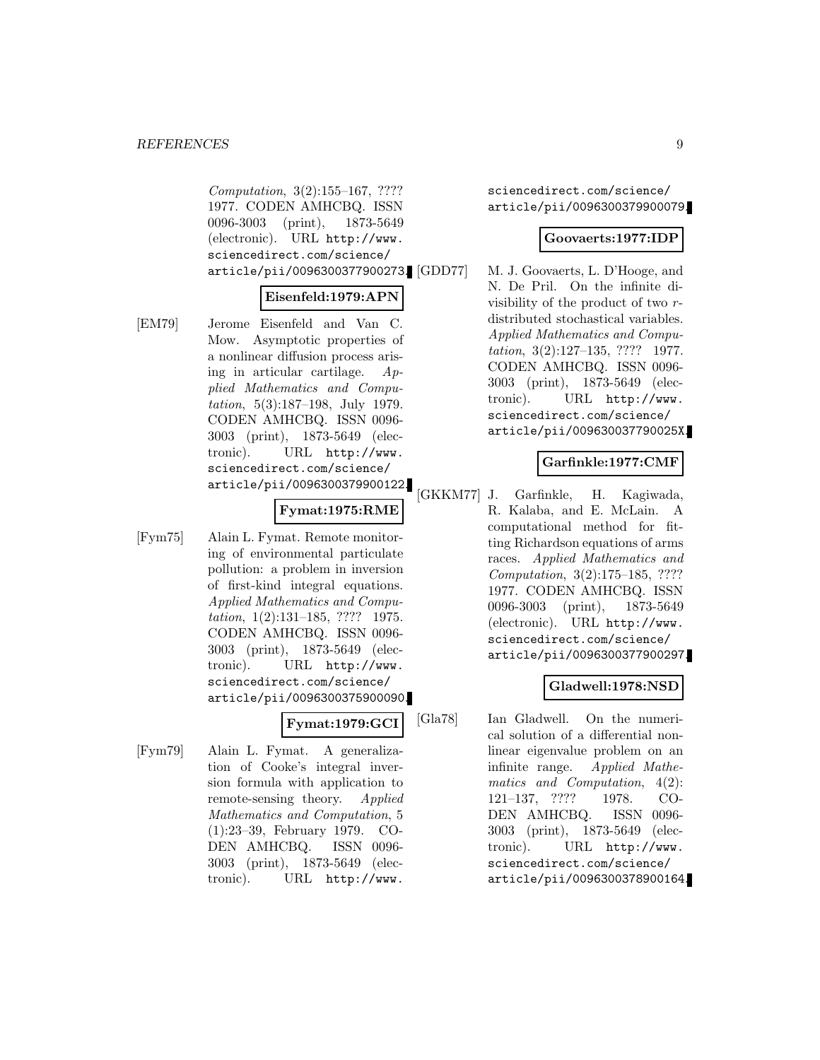*Computation*, 3(2):155–167, ???? 1977. CODEN AMHCBQ. ISSN 0096-3003 (print), 1873-5649 (electronic). URL http://www.sciencedirect.com/science/article/pii/0096300377900273.

**Eisenfeld:1979:APN**

[EM79] Jerome Eisenfeld and Van C. Mow. Asymptotic properties of a nonlinear diffusion process arising in articular cartilage. *Applied Mathematics and Computation*, 5(3):187–198, July 1979. CODEN AMHCBQ. ISSN 0096-3003 (print), 1873-5649 (electronic). URL http://www.sciencedirect.com/science/article/pii/0096300379900122.

**Fymat:1975:RME**

[Fym75] Alain L. Fymat. Remote monitoring of environmental particulate pollution: a problem in inversion of first-kind integral equations. *Applied Mathematics and Computation*, 1(2):131–185, ???? 1975. CODEN AMHCBQ. ISSN 0096-3003 (print), 1873-5649 (electronic). URL http://www.sciencedirect.com/science/article/pii/0096300375900090.

**Fymat:1979:GCI**

[Fym79] Alain L. Fymat. A generalization of Cooke's integral inversion formula with application to remote-sensing theory. *Applied Mathematics and Computation*, 5 (1):23–39, February 1979. CODEN AMHCBQ. ISSN 0096-3003 (print), 1873-5649 (electronic). URL http://www.sciencedirect.com/science/article/pii/0096300379900079.

**Goovaerts:1977:IDP**

[GDD77] M. J. Goovaerts, L. D'Hooge, and N. De Pril. On the infinite divisibility of the product of two $r$-distributed stochastical variables. *Applied Mathematics and Computation*, 3(2):127–135, ???? 1977. CODEN AMHCBQ. ISSN 0096-3003 (print), 1873-5649 (electronic). URL http://www.sciencedirect.com/science/article/pii/009630037790025X.

**Garfinkle:1977:CMF**

[GKKM77] J. Garfinkle, H. Kagiwada, R. Kalaba, and E. McLain. A computational method for fitting Richardson equations of arms races. *Applied Mathematics and Computation*, 3(2):175–185, ???? 1977. CODEN AMHCBQ. ISSN 0096-3003 (print), 1873-5649 (electronic). URL http://www.sciencedirect.com/science/article/pii/0096300377900297.

**Gladwell:1978:NSD**

[Gla78] Ian Gladwell. On the numerical solution of a differential nonlinear eigenvalue problem on an infinite range. *Applied Mathematics and Computation*, 4(2): 121–137, ???? 1978. CODEN AMHCBQ. ISSN 0096-3003 (print), 1873-5649 (electronic). URL http://www.sciencedirect.com/science/article/pii/0096300378900164.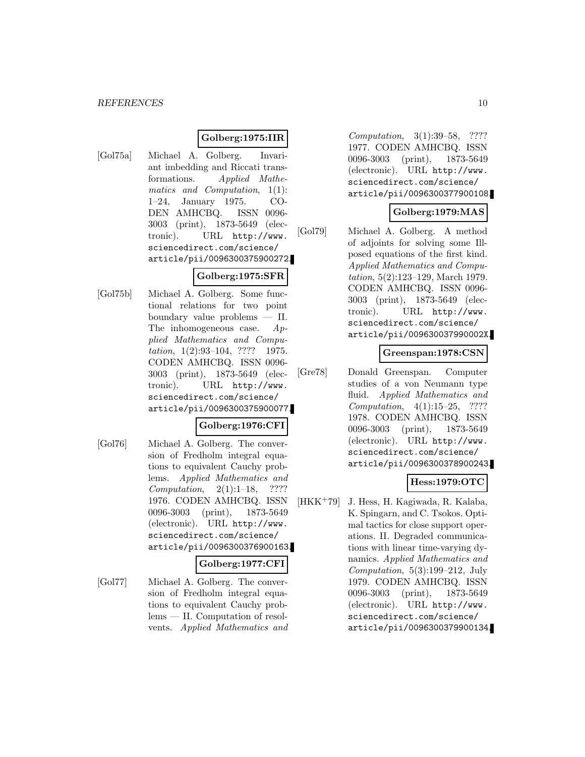**Golberg:1975:IIR**

[Gol75a] Michael A. Golberg. Invariant imbedding and Riccati transformations. *Applied Mathematics and Computation*, 1(1): 1–24, January 1975. CODEN AMHCBQ. ISSN 0096-3003 (print), 1873-5649 (electronic). URL `http://www.sciencedirect.com/science/article/pii/0096300375900272`.

**Golberg:1975:SFR**

[Gol75b] Michael A. Golberg. Some functional relations for two point boundary value problems — II. The inhomogeneous case. *Applied Mathematics and Computation*, 1(2):93–104, ???? 1975. CODEN AMHCBQ. ISSN 0096-3003 (print), 1873-5649 (electronic). URL `http://www.sciencedirect.com/science/article/pii/0096300375900077`.

**Golberg:1976:CFI**

[Gol76] Michael A. Golberg. The conversion of Fredholm integral equations to equivalent Cauchy problems. *Applied Mathematics and Computation*, 2(1):1–18, ???? 1976. CODEN AMHCBQ. ISSN 0096-3003 (print), 1873-5649 (electronic). URL `http://www.sciencedirect.com/science/article/pii/0096300376900163`.

**Golberg:1977:CFI**

[Gol77] Michael A. Golberg. The conversion of Fredholm integral equations to equivalent Cauchy problems — II. Computation of resolvents. *Applied Mathematics and Computation*, 3(1):39–58, ???? 1977. CODEN AMHCBQ. ISSN 0096-3003 (print), 1873-5649 (electronic). URL `http://www.sciencedirect.com/science/article/pii/0096300377900108`.

**Golberg:1979:MAS**

[Gol79] Michael A. Golberg. A method of adjoints for solving some Ill-posed equations of the first kind. *Applied Mathematics and Computation*, 5(2):123–129, March 1979. CODEN AMHCBQ. ISSN 0096-3003 (print), 1873-5649 (electronic). URL `http://www.sciencedirect.com/science/article/pii/009630037990002X`.

**Greenspan:1978:CSN**

[Gre78] Donald Greenspan. Computer studies of a von Neumann type fluid. *Applied Mathematics and Computation*, 4(1):15–25, ???? 1978. CODEN AMHCBQ. ISSN 0096-3003 (print), 1873-5649 (electronic). URL `http://www.sciencedirect.com/science/article/pii/0096300378900243`.

**Hess:1979:OTC**

[HKK+79] J. Hess, H. Kagiwada, R. Kalaba, K. Spingarn, and C. Tsokos. Optimal tactics for close support operations. II. Degraded communications with linear time-varying dynamics. *Applied Mathematics and Computation*, 5(3):199–212, July 1979. CODEN AMHCBQ. ISSN 0096-3003 (print), 1873-5649 (electronic). URL `http://www.sciencedirect.com/science/article/pii/0096300379900134`.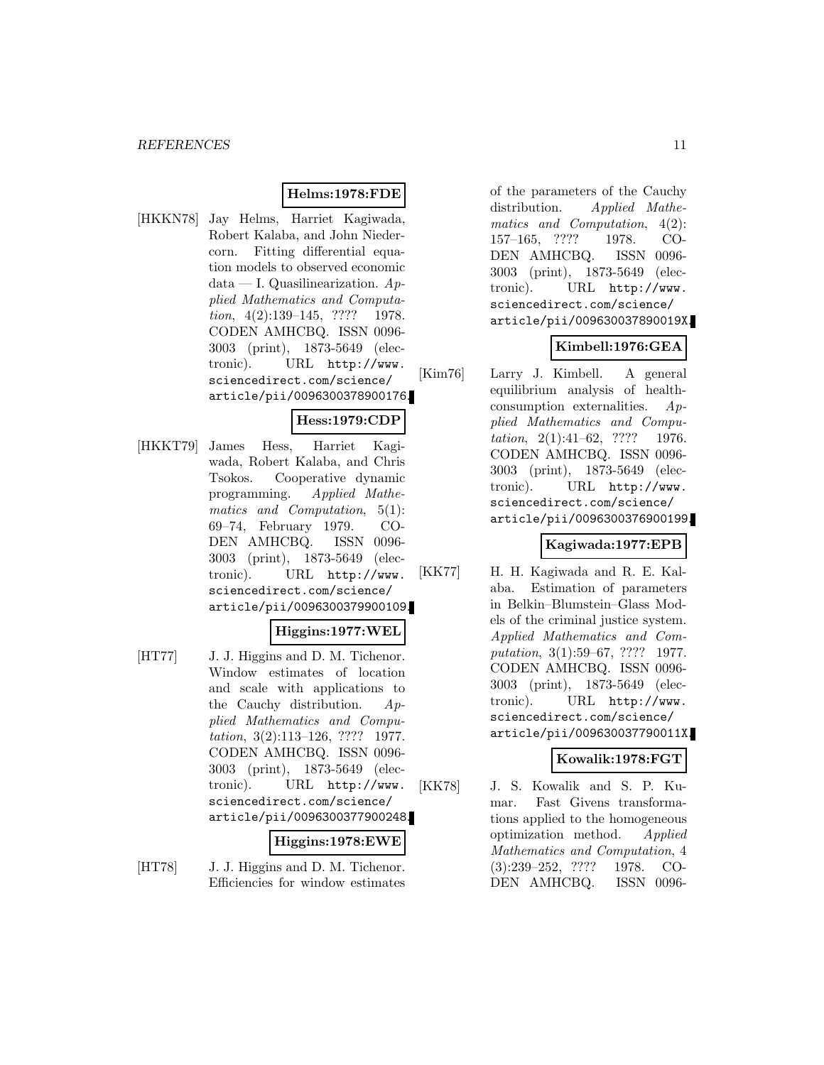**Helms:1978:FDE**

[HKKN78] Jay Helms, Harriet Kagiwada, Robert Kalaba, and John Niedercorn. Fitting differential equation models to observed economic data — I. Quasilinearization. *Applied Mathematics and Computation*, 4(2):139–145, ???? 1978. CODEN AMHCBQ. ISSN 0096-3003 (print), 1873-5649 (electronic). URL http://www.sciencedirect.com/science/article/pii/0096300378900176.

**Hess:1979:CDP**

[HKKT79] James Hess, Harriet Kagiwada, Robert Kalaba, and Chris Tsokos. Cooperative dynamic programming. *Applied Mathematics and Computation*, 5(1):69–74, February 1979. CODEN AMHCBQ. ISSN 0096-3003 (print), 1873-5649 (electronic). URL http://www.sciencedirect.com/science/article/pii/0096300379900109.

**Higgins:1977:WEL**

[HT77] J. J. Higgins and D. M. Tichenor. Window estimates of location and scale with applications to the Cauchy distribution. *Applied Mathematics and Computation*, 3(2):113–126, ???? 1977. CODEN AMHCBQ. ISSN 0096-3003 (print), 1873-5649 (electronic). URL http://www.sciencedirect.com/science/article/pii/0096300377900248.

**Higgins:1978:EWE**

[HT78] J. J. Higgins and D. M. Tichenor. Efficiencies for window estimates of the parameters of the Cauchy distribution. *Applied Mathematics and Computation*, 4(2):157–165, ???? 1978. CODEN AMHCBQ. ISSN 0096-3003 (print), 1873-5649 (electronic). URL http://www.sciencedirect.com/science/article/pii/009630037890019X.

**Kimbell:1976:GEA**

[Kim76] Larry J. Kimbell. A general equilibrium analysis of health-consumption externalities. *Applied Mathematics and Computation*, 2(1):41–62, ???? 1976. CODEN AMHCBQ. ISSN 0096-3003 (print), 1873-5649 (electronic). URL http://www.sciencedirect.com/science/article/pii/0096300376900199.

**Kagiwada:1977:EPB**

[KK77] H. H. Kagiwada and R. E. Kalaba. Estimation of parameters in Belkin–Blumstein–Glass Models of the criminal justice system. *Applied Mathematics and Computation*, 3(1):59–67, ???? 1977. CODEN AMHCBQ. ISSN 0096-3003 (print), 1873-5649 (electronic). URL http://www.sciencedirect.com/science/article/pii/009630037790011X.

**Kowalik:1978:FGT**

[KK78] J. S. Kowalik and S. P. Kumar. Fast Givens transformations applied to the homogeneous optimization method. *Applied Mathematics and Computation*, 4 (3):239–252, ???? 1978. CODEN AMHCBQ. ISSN 0096-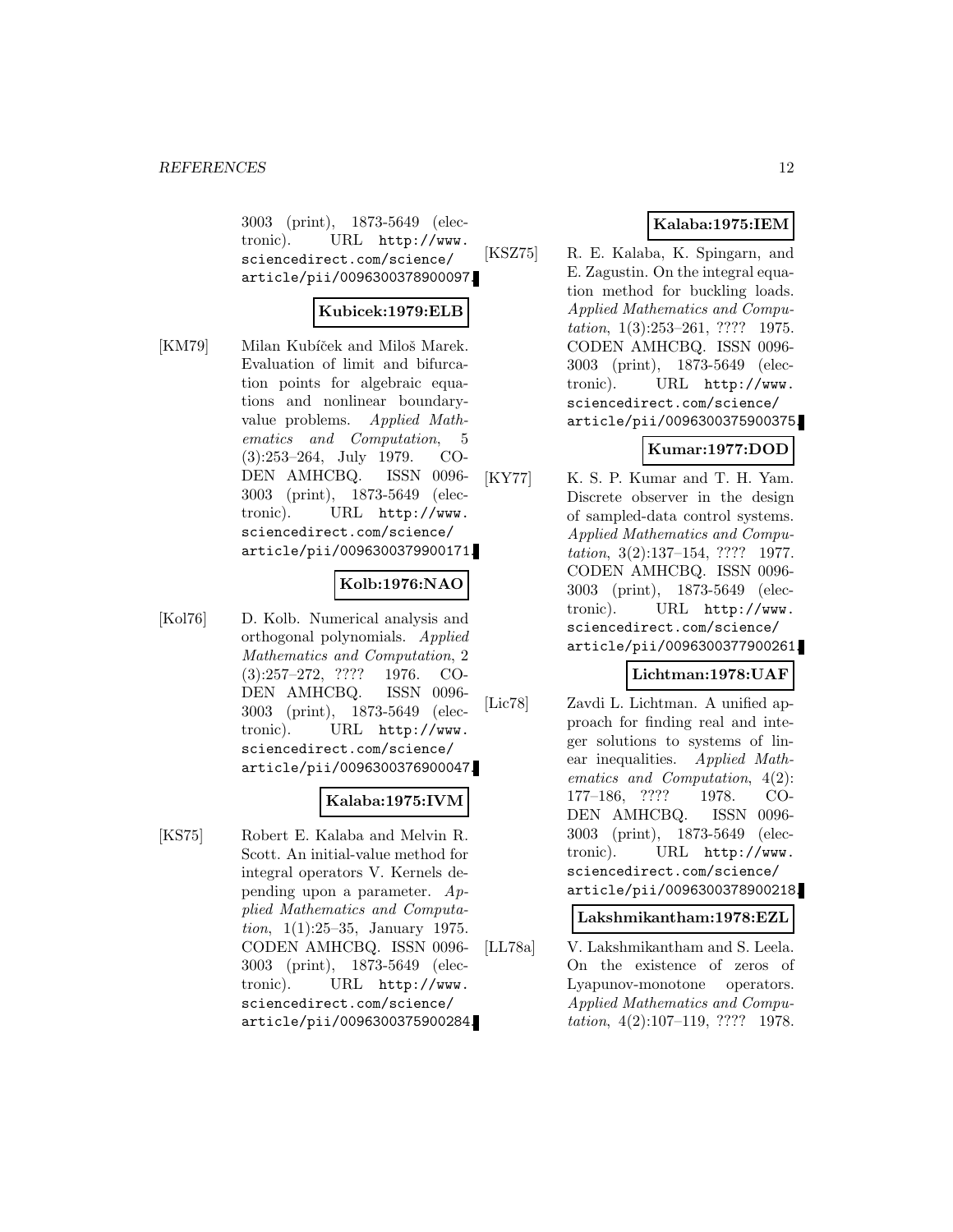3003 (print), 1873-5649 (electronic). URL http://www.sciencedirect.com/science/article/pii/0096300378900097.

**Kubicek:1979:ELB**

[KM79] Milan Kubíček and Miloš Marek. Evaluation of limit and bifurcation points for algebraic equations and nonlinear boundary-value problems. *Applied Mathematics and Computation*, 5 (3):253–264, July 1979. CODEN AMHCBQ. ISSN 0096-3003 (print), 1873-5649 (electronic). URL http://www.sciencedirect.com/science/article/pii/0096300379900171.

**Kolb:1976:NAO**

[Kol76] D. Kolb. Numerical analysis and orthogonal polynomials. *Applied Mathematics and Computation*, 2 (3):257–272, ???? 1976. CODEN AMHCBQ. ISSN 0096-3003 (print), 1873-5649 (electronic). URL http://www.sciencedirect.com/science/article/pii/0096300376900047.

**Kalaba:1975:IVM**

[KS75] Robert E. Kalaba and Melvin R. Scott. An initial-value method for integral operators V. Kernels depending upon a parameter. *Applied Mathematics and Computation*, 1(1):25–35, January 1975. CODEN AMHCBQ. ISSN 0096-3003 (print), 1873-5649 (electronic). URL http://www.sciencedirect.com/science/article/pii/0096300375900284.

**Kalaba:1975:IEM**

[KSZ75] R. E. Kalaba, K. Spingarn, and E. Zagustin. On the integral equation method for buckling loads. *Applied Mathematics and Computation*, 1(3):253–261, ???? 1975. CODEN AMHCBQ. ISSN 0096-3003 (print), 1873-5649 (electronic). URL http://www.sciencedirect.com/science/article/pii/0096300375900375.

**Kumar:1977:DOD**

[KY77] K. S. P. Kumar and T. H. Yam. Discrete observer in the design of sampled-data control systems. *Applied Mathematics and Computation*, 3(2):137–154, ???? 1977. CODEN AMHCBQ. ISSN 0096-3003 (print), 1873-5649 (electronic). URL http://www.sciencedirect.com/science/article/pii/0096300377900261.

**Lichtman:1978:UAF**

[Lic78] Zavdi L. Lichtman. A unified approach for finding real and integer solutions to systems of linear inequalities. *Applied Mathematics and Computation*, 4(2): 177–186, ???? 1978. CODEN AMHCBQ. ISSN 0096-3003 (print), 1873-5649 (electronic). URL http://www.sciencedirect.com/science/article/pii/0096300378900218.

**Lakshmikantham:1978:EZL**

[LL78a] V. Lakshmikantham and S. Leela. On the existence of zeros of Lyapunov-monotone operators. *Applied Mathematics and Computation*, 4(2):107–119, ???? 1978.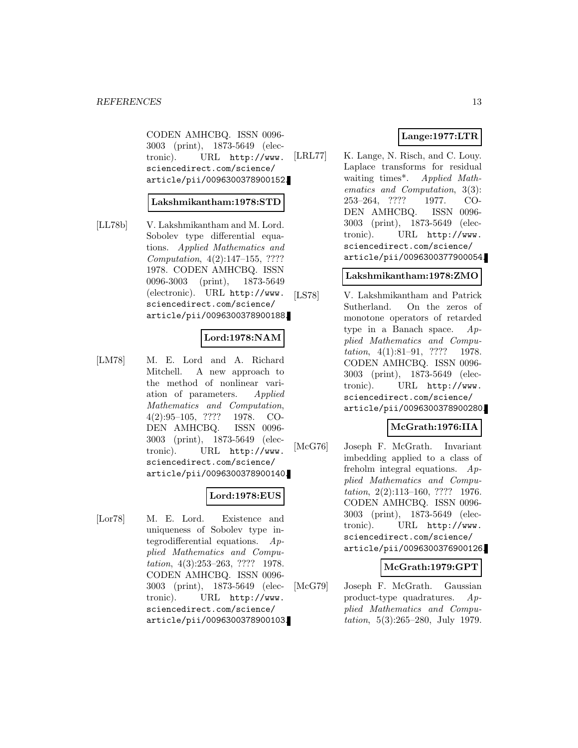CODEN AMHCBQ. ISSN 0096-3003 (print), 1873-5649 (electronic). URL http://www.sciencedirect.com/science/article/pii/0096300378900152.

**Lakshmikantham:1978:STD**

[LL78b] V. Lakshmikantham and M. Lord. Sobolev type differential equations. *Applied Mathematics and Computation*, 4(2):147–155, ???? 1978. CODEN AMHCBQ. ISSN 0096-3003 (print), 1873-5649 (electronic). URL http://www.sciencedirect.com/science/article/pii/0096300378900188.

**Lord:1978:NAM**

[LM78] M. E. Lord and A. Richard Mitchell. A new approach to the method of nonlinear variation of parameters. *Applied Mathematics and Computation*, 4(2):95–105, ???? 1978. CODEN AMHCBQ. ISSN 0096-3003 (print), 1873-5649 (electronic). URL http://www.sciencedirect.com/science/article/pii/0096300378900140.

**Lord:1978:EUS**

[Lor78] M. E. Lord. Existence and uniqueness of Sobolev type integrodifferential equations. *Applied Mathematics and Computation*, 4(3):253–263, ???? 1978. CODEN AMHCBQ. ISSN 0096-3003 (print), 1873-5649 (electronic). URL http://www.sciencedirect.com/science/article/pii/0096300378900103.

**Lange:1977:LTR**

[LRL77] K. Lange, N. Risch, and C. Louy. Laplace transforms for residual waiting times*. *Applied Mathematics and Computation*, 3(3):253–264, ???? 1977. CODEN AMHCBQ. ISSN 0096-3003 (print), 1873-5649 (electronic). URL http://www.sciencedirect.com/science/article/pii/0096300377900054.

**Lakshmikantham:1978:ZMO**

[LS78] V. Lakshmikantham and Patrick Sutherland. On the zeros of monotone operators of retarded type in a Banach space. *Applied Mathematics and Computation*, 4(1):81–91, ???? 1978. CODEN AMHCBQ. ISSN 0096-3003 (print), 1873-5649 (electronic). URL http://www.sciencedirect.com/science/article/pii/0096300378900280.

**McGrath:1976:IIA**

[McG76] Joseph F. McGrath. Invariant imbedding applied to a class of freholm integral equations. *Applied Mathematics and Computation*, 2(2):113–160, ???? 1976. CODEN AMHCBQ. ISSN 0096-3003 (print), 1873-5649 (electronic). URL http://www.sciencedirect.com/science/article/pii/0096300376900126.

**McGrath:1979:GPT**

[McG79] Joseph F. McGrath. Gaussian product-type quadratures. *Applied Mathematics and Computation*, 5(3):265–280, July 1979.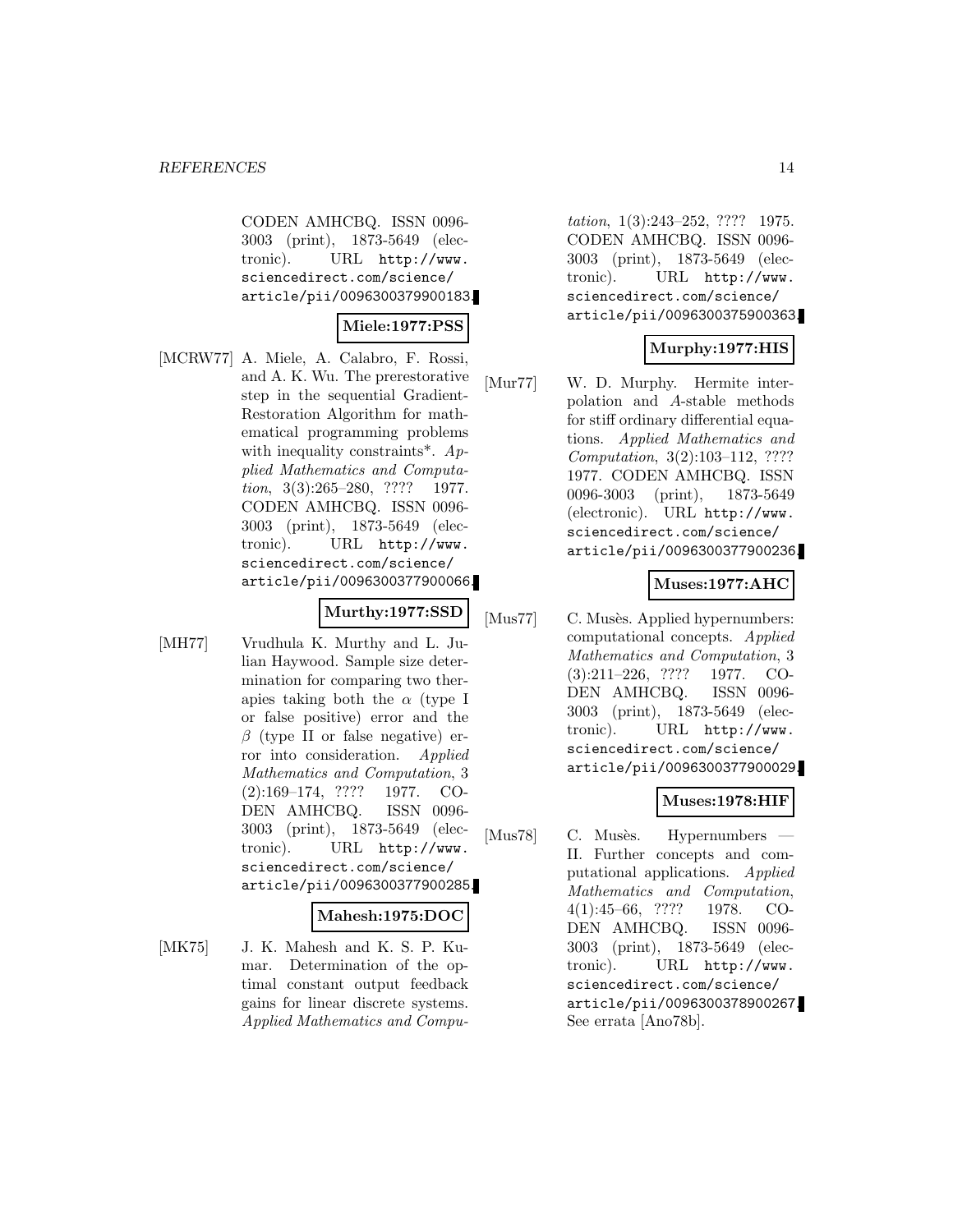CODEN AMHCBQ. ISSN 0096-3003 (print), 1873-5649 (electronic). URL http://www.sciencedirect.com/science/article/pii/0096300379900183.

**Miele:1977:PSS**

[MCRW77] A. Miele, A. Calabro, F. Rossi, and A. K. Wu. The prerestorative step in the sequential Gradient-Restoration Algorithm for mathematical programming problems with inequality constraints*. *Applied Mathematics and Computation*, 3(3):265–280, ???? 1977. CODEN AMHCBQ. ISSN 0096-3003 (print), 1873-5649 (electronic). URL http://www.sciencedirect.com/science/article/pii/0096300377900066.

**Murthy:1977:SSD**

[MH77] Vrudhula K. Murthy and L. Julian Haywood. Sample size determination for comparing two therapies taking both the $\alpha$ (type I or false positive) error and the $\beta$ (type II or false negative) error into consideration. *Applied Mathematics and Computation*, 3 (2):169–174, ???? 1977. CODEN AMHCBQ. ISSN 0096-3003 (print), 1873-5649 (electronic). URL http://www.sciencedirect.com/science/article/pii/0096300377900285.

**Mahesh:1975:DOC**

[MK75] J. K. Mahesh and K. S. P. Kumar. Determination of the optimal constant output feedback gains for linear discrete systems. *Applied Mathematics and Computation*, 1(3):243–252, ???? 1975. CODEN AMHCBQ. ISSN 0096-3003 (print), 1873-5649 (electronic). URL http://www.sciencedirect.com/science/article/pii/0096300375900363.

**Murphy:1977:HIS**

[Mur77] W. D. Murphy. Hermite interpolation and *A*-stable methods for stiff ordinary differential equations. *Applied Mathematics and Computation*, 3(2):103–112, ???? 1977. CODEN AMHCBQ. ISSN 0096-3003 (print), 1873-5649 (electronic). URL http://www.sciencedirect.com/science/article/pii/0096300377900236.

**Muses:1977:AHC**

[Mus77] C. Musès. Applied hypernumbers: computational concepts. *Applied Mathematics and Computation*, 3 (3):211–226, ???? 1977. CODEN AMHCBQ. ISSN 0096-3003 (print), 1873-5649 (electronic). URL http://www.sciencedirect.com/science/article/pii/0096300377900029.

**Muses:1978:HIF**

[Mus78] C. Musès. Hypernumbers — II. Further concepts and computational applications. *Applied Mathematics and Computation*, 4(1):45–66, ???? 1978. CODEN AMHCBQ. ISSN 0096-3003 (print), 1873-5649 (electronic). URL http://www.sciencedirect.com/science/article/pii/0096300378900267. See errata [Ano78b].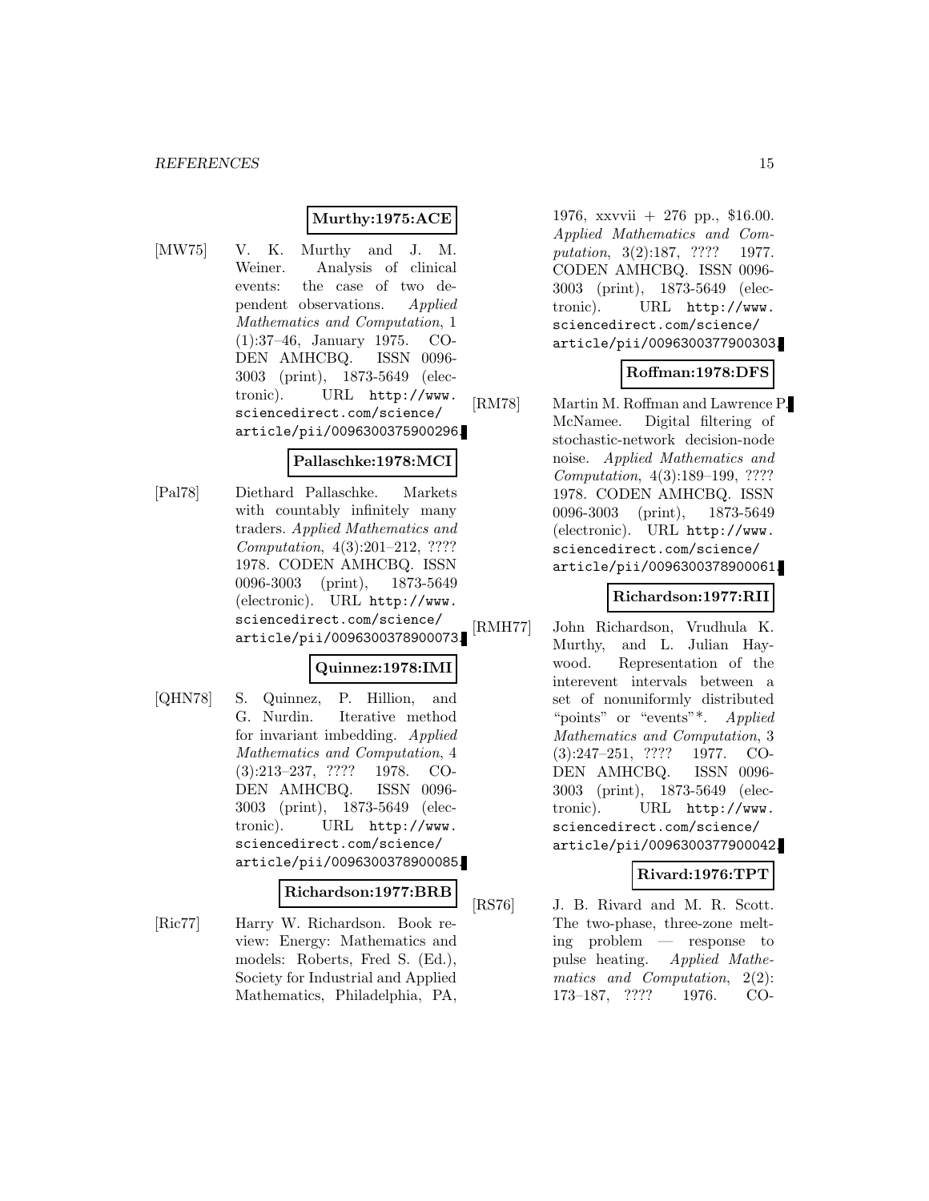**Murthy:1975:ACE**

[MW75] V. K. Murthy and J. M. Weiner. Analysis of clinical events: the case of two dependent observations. *Applied Mathematics and Computation*, 1 (1):37–46, January 1975. CODEN AMHCBQ. ISSN 0096-3003 (print), 1873-5649 (electronic). URL `http://www.sciencedirect.com/science/article/pii/0096300375900296`.

**Pallaschke:1978:MCI**

[Pal78] Diethard Pallaschke. Markets with countably infinitely many traders. *Applied Mathematics and Computation*, 4(3):201–212, ???? 1978. CODEN AMHCBQ. ISSN 0096-3003 (print), 1873-5649 (electronic). URL `http://www.sciencedirect.com/science/article/pii/0096300378900073`.

**Quinnez:1978:IMI**

[QHN78] S. Quinnez, P. Hillion, and G. Nurdin. Iterative method for invariant imbedding. *Applied Mathematics and Computation*, 4 (3):213–237, ???? 1978. CODEN AMHCBQ. ISSN 0096-3003 (print), 1873-5649 (electronic). URL `http://www.sciencedirect.com/science/article/pii/0096300378900085`.

**Richardson:1977:BRB**

[Ric77] Harry W. Richardson. Book review: Energy: Mathematics and models: Roberts, Fred S. (Ed.), Society for Industrial and Applied Mathematics, Philadelphia, PA, 1976, xxvvii + 276 pp., $16.00. *Applied Mathematics and Computation*, 3(2):187, ???? 1977. CODEN AMHCBQ. ISSN 0096-3003 (print), 1873-5649 (electronic). URL `http://www.sciencedirect.com/science/article/pii/0096300377900303`.

**Roffman:1978:DFS**

[RM78] Martin M. Roffman and Lawrence P. McNamee. Digital filtering of stochastic-network decision-node noise. *Applied Mathematics and Computation*, 4(3):189–199, ???? 1978. CODEN AMHCBQ. ISSN 0096-3003 (print), 1873-5649 (electronic). URL `http://www.sciencedirect.com/science/article/pii/0096300378900061`.

**Richardson:1977:RII**

[RMH77] John Richardson, Vrudhula K. Murthy, and L. Julian Haywood. Representation of the interevent intervals between a set of nonuniformly distributed "points" or "events"*. *Applied Mathematics and Computation*, 3 (3):247–251, ???? 1977. CODEN AMHCBQ. ISSN 0096-3003 (print), 1873-5649 (electronic). URL `http://www.sciencedirect.com/science/article/pii/0096300377900042`.

**Rivard:1976:TPT**

[RS76] J. B. Rivard and M. R. Scott. The two-phase, three-zone melting problem — response to pulse heating. *Applied Mathematics and Computation*, 2(2): 173–187, ???? 1976. CO-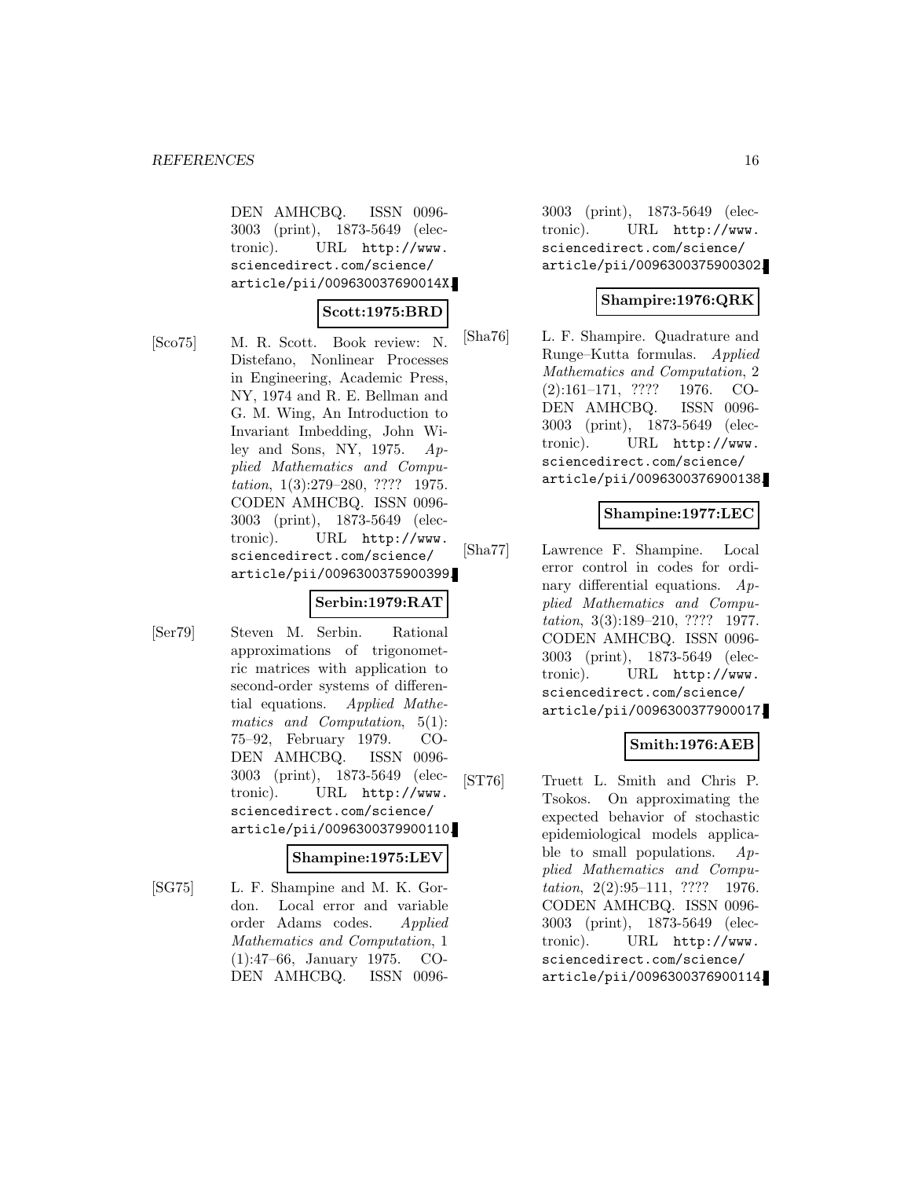DEN AMHCBQ. ISSN 0096-3003 (print), 1873-5649 (electronic). URL http://www.sciencedirect.com/science/article/pii/009630037690014X.

**Scott:1975:BRD**

[Sco75] M. R. Scott. Book review: N. Distefano, Nonlinear Processes in Engineering, Academic Press, NY, 1974 and R. E. Bellman and G. M. Wing, An Introduction to Invariant Imbedding, John Wiley and Sons, NY, 1975. *Applied Mathematics and Computation*, 1(3):279–280, ???? 1975. CODEN AMHCBQ. ISSN 0096-3003 (print), 1873-5649 (electronic). URL http://www.sciencedirect.com/science/article/pii/0096300375900399.

**Serbin:1979:RAT**

[Ser79] Steven M. Serbin. Rational approximations of trigonometric matrices with application to second-order systems of differential equations. *Applied Mathematics and Computation*, 5(1):75–92, February 1979. CODEN AMHCBQ. ISSN 0096-3003 (print), 1873-5649 (electronic). URL http://www.sciencedirect.com/science/article/pii/0096300379900110.

**Shampine:1975:LEV**

[SG75] L. F. Shampine and M. K. Gordon. Local error and variable order Adams codes. *Applied Mathematics and Computation*, 1(1):47–66, January 1975. CODEN AMHCBQ. ISSN 0096-3003 (print), 1873-5649 (electronic). URL http://www.sciencedirect.com/science/article/pii/0096300375900302.

**Shampire:1976:QRK**

[Sha76] L. F. Shampire. Quadrature and Runge–Kutta formulas. *Applied Mathematics and Computation*, 2(2):161–171, ???? 1976. CODEN AMHCBQ. ISSN 0096-3003 (print), 1873-5649 (electronic). URL http://www.sciencedirect.com/science/article/pii/0096300376900138.

**Shampine:1977:LEC**

[Sha77] Lawrence F. Shampine. Local error control in codes for ordinary differential equations. *Applied Mathematics and Computation*, 3(3):189–210, ???? 1977. CODEN AMHCBQ. ISSN 0096-3003 (print), 1873-5649 (electronic). URL http://www.sciencedirect.com/science/article/pii/0096300377900017.

**Smith:1976:AEB**

[ST76] Truett L. Smith and Chris P. Tsokos. On approximating the expected behavior of stochastic epidemiological models applicable to small populations. *Applied Mathematics and Computation*, 2(2):95–111, ???? 1976. CODEN AMHCBQ. ISSN 0096-3003 (print), 1873-5649 (electronic). URL http://www.sciencedirect.com/science/article/pii/0096300376900114.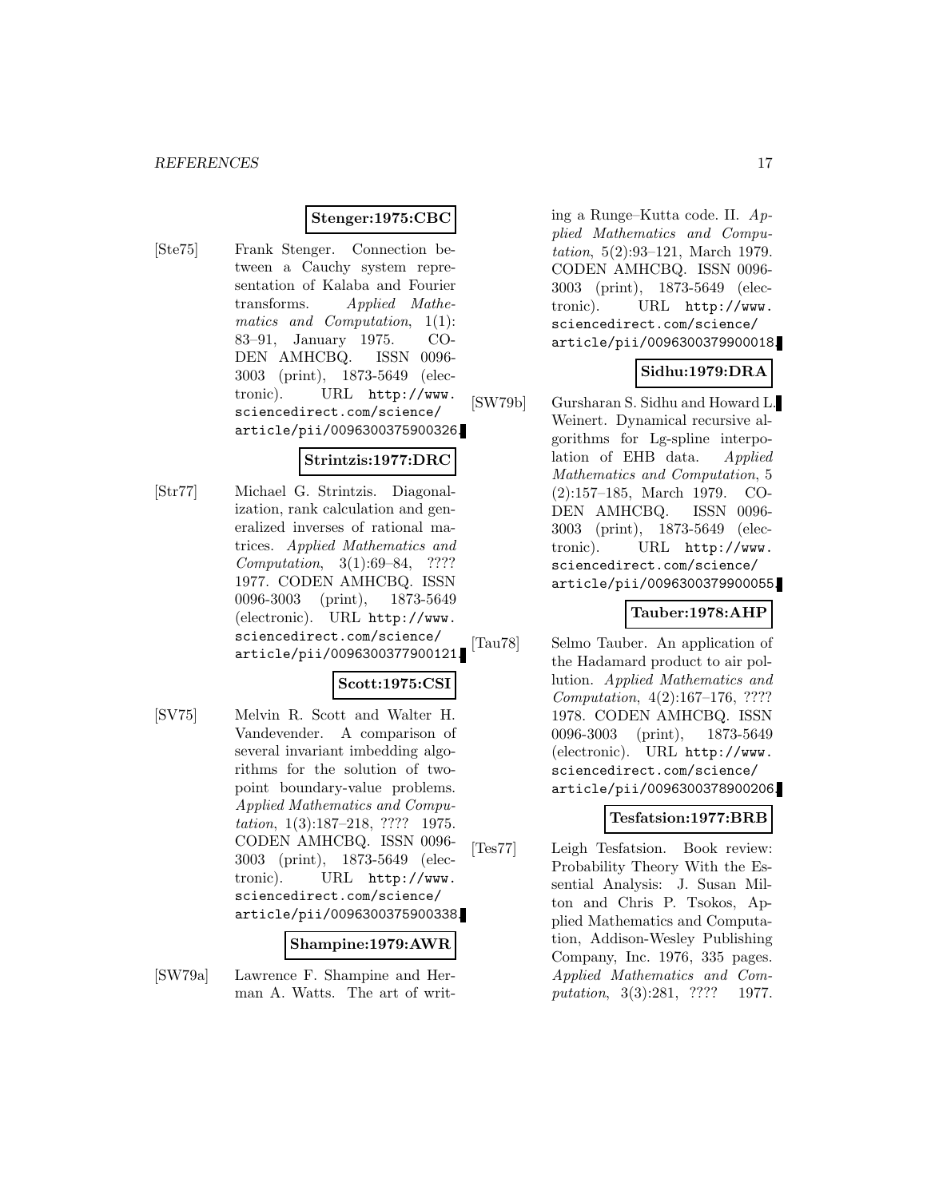**Stenger:1975:CBC**

[Ste75] Frank Stenger. Connection between a Cauchy system representation of Kalaba and Fourier transforms. *Applied Mathematics and Computation*, 1(1): 83–91, January 1975. CODEN AMHCBQ. ISSN 0096-3003 (print), 1873-5649 (electronic). URL http://www.sciencedirect.com/science/article/pii/0096300375900326.

**Strintzis:1977:DRC**

[Str77] Michael G. Strintzis. Diagonalization, rank calculation and generalized inverses of rational matrices. *Applied Mathematics and Computation*, 3(1):69–84, ???? 1977. CODEN AMHCBQ. ISSN 0096-3003 (print), 1873-5649 (electronic). URL http://www.sciencedirect.com/science/article/pii/0096300377900121.

**Scott:1975:CSI**

[SV75] Melvin R. Scott and Walter H. Vandevender. A comparison of several invariant imbedding algorithms for the solution of two-point boundary-value problems. *Applied Mathematics and Computation*, 1(3):187–218, ???? 1975. CODEN AMHCBQ. ISSN 0096-3003 (print), 1873-5649 (electronic). URL http://www.sciencedirect.com/science/article/pii/0096300375900338.

**Shampine:1979:AWR**

[SW79a] Lawrence F. Shampine and Herman A. Watts. The art of writing a Runge–Kutta code. II. *Applied Mathematics and Computation*, 5(2):93–121, March 1979. CODEN AMHCBQ. ISSN 0096-3003 (print), 1873-5649 (electronic). URL http://www.sciencedirect.com/science/article/pii/0096300379900018.

**Sidhu:1979:DRA**

[SW79b] Gursharan S. Sidhu and Howard L. Weinert. Dynamical recursive algorithms for Lg-spline interpolation of EHB data. *Applied Mathematics and Computation*, 5 (2):157–185, March 1979. CODEN AMHCBQ. ISSN 0096-3003 (print), 1873-5649 (electronic). URL http://www.sciencedirect.com/science/article/pii/0096300379900055.

**Tauber:1978:AHP**

[Tau78] Selmo Tauber. An application of the Hadamard product to air pollution. *Applied Mathematics and Computation*, 4(2):167–176, ???? 1978. CODEN AMHCBQ. ISSN 0096-3003 (print), 1873-5649 (electronic). URL http://www.sciencedirect.com/science/article/pii/0096300378900206.

**Tesfatsion:1977:BRB**

[Tes77] Leigh Tesfatsion. Book review: Probability Theory With the Essential Analysis: J. Susan Milton and Chris P. Tsokos, Applied Mathematics and Computation, Addison-Wesley Publishing Company, Inc. 1976, 335 pages. *Applied Mathematics and Computation*, 3(3):281, ???? 1977.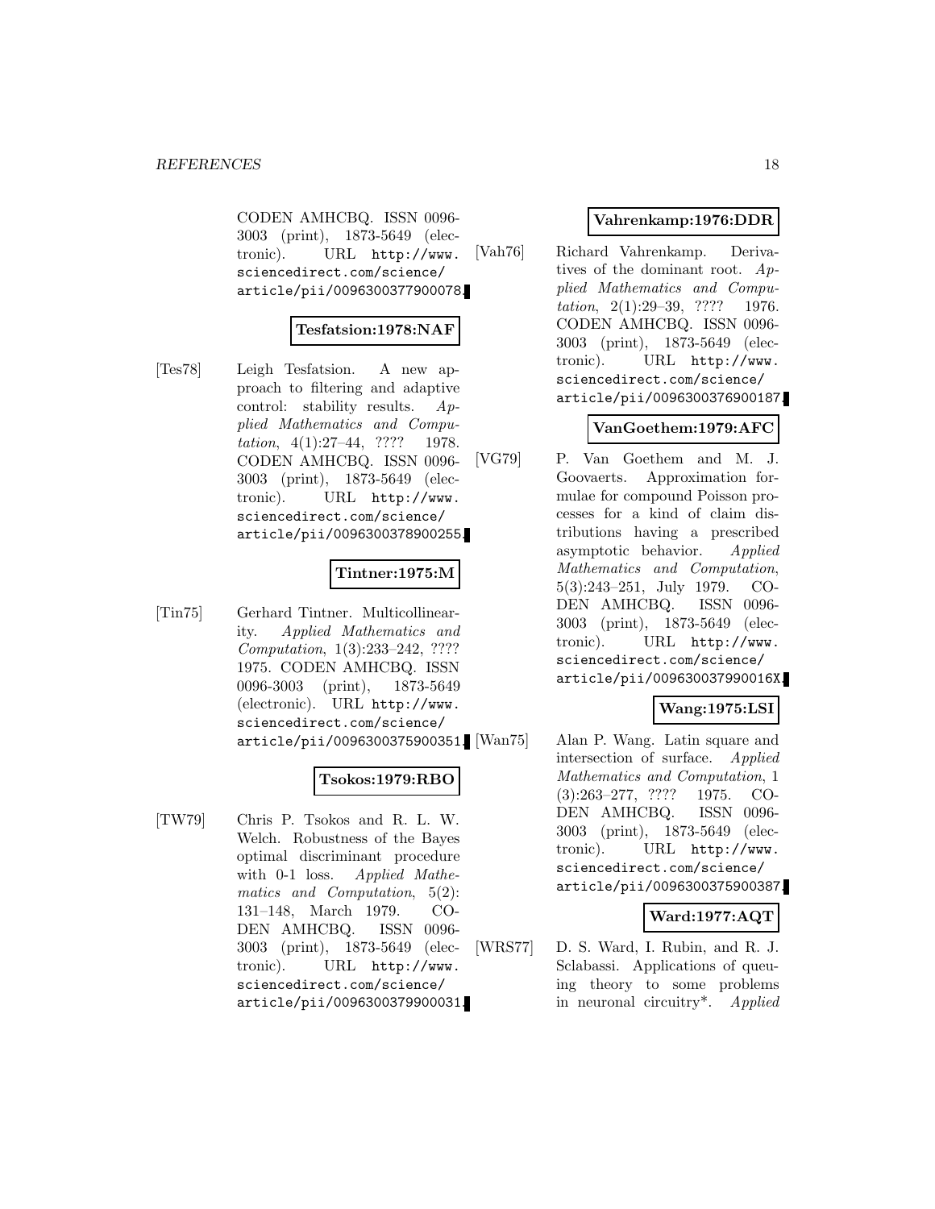CODEN AMHCBQ. ISSN 0096-3003 (print), 1873-5649 (electronic). URL http://www.sciencedirect.com/science/article/pii/0096300377900078.

**Tesfatsion:1978:NAF**

[Tes78] Leigh Tesfatsion. A new approach to filtering and adaptive control: stability results. *Applied Mathematics and Computation*, 4(1):27–44, ???? 1978. CODEN AMHCBQ. ISSN 0096-3003 (print), 1873-5649 (electronic). URL http://www.sciencedirect.com/science/article/pii/0096300378900255.

**Tintner:1975:M**

[Tin75] Gerhard Tintner. Multicollinearity. *Applied Mathematics and Computation*, 1(3):233–242, ???? 1975. CODEN AMHCBQ. ISSN 0096-3003 (print), 1873-5649 (electronic). URL http://www.sciencedirect.com/science/article/pii/0096300375900351.

**Tsokos:1979:RBO**

[TW79] Chris P. Tsokos and R. L. W. Welch. Robustness of the Bayes optimal discriminant procedure with 0-1 loss. *Applied Mathematics and Computation*, 5(2):131–148, March 1979. CODEN AMHCBQ. ISSN 0096-3003 (print), 1873-5649 (electronic). URL http://www.sciencedirect.com/science/article/pii/0096300379900031.

**Vahrenkamp:1976:DDR**

[Vah76] Richard Vahrenkamp. Derivatives of the dominant root. *Applied Mathematics and Computation*, 2(1):29–39, ???? 1976. CODEN AMHCBQ. ISSN 0096-3003 (print), 1873-5649 (electronic). URL http://www.sciencedirect.com/science/article/pii/0096300376900187.

**VanGoethem:1979:AFC**

[VG79] P. Van Goethem and M. J. Goovaerts. Approximation formulae for compound Poisson processes for a kind of claim distributions having a prescribed asymptotic behavior. *Applied Mathematics and Computation*, 5(3):243–251, July 1979. CODEN AMHCBQ. ISSN 0096-3003 (print), 1873-5649 (electronic). URL http://www.sciencedirect.com/science/article/pii/009630037990016X.

**Wang:1975:LSI**

[Wan75] Alan P. Wang. Latin square and intersection of surface. *Applied Mathematics and Computation*, 1 (3):263–277, ???? 1975. CODEN AMHCBQ. ISSN 0096-3003 (print), 1873-5649 (electronic). URL http://www.sciencedirect.com/science/article/pii/0096300375900387.

**Ward:1977:AQT**

[WRS77] D. S. Ward, I. Rubin, and R. J. Sclabassi. Applications of queuing theory to some problems in neuronal circuitry*. *Applied*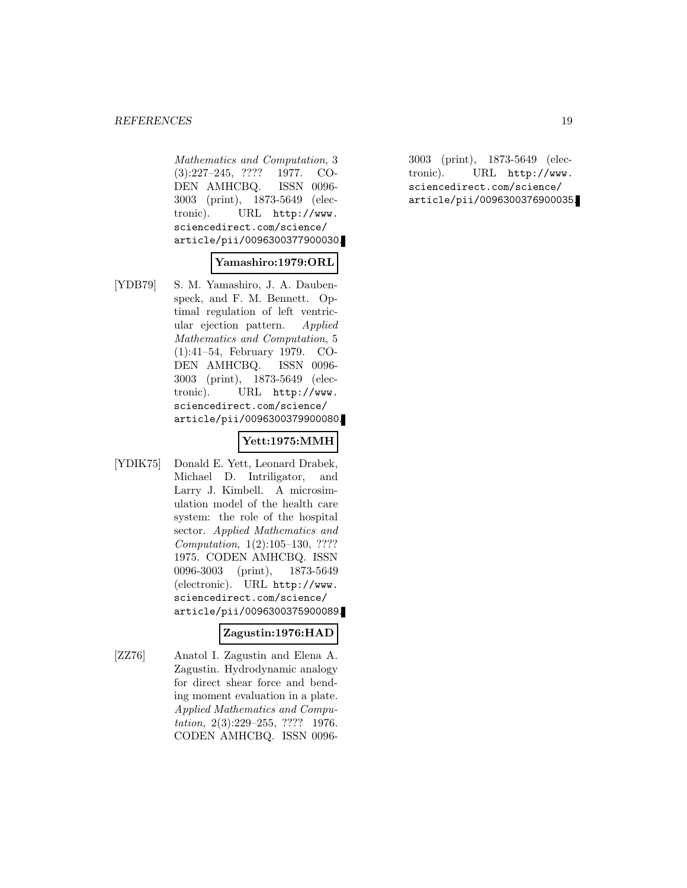*Mathematics and Computation*, 3 (3):227–245, ???? 1977. CODEN AMHCBQ. ISSN 0096-3003 (print), 1873-5649 (electronic). URL http://www.sciencedirect.com/science/article/pii/0096300377900030.

**Yamashiro:1979:ORL**

[YDB79] S. M. Yamashiro, J. A. Daubenspeck, and F. M. Bennett. Optimal regulation of left ventricular ejection pattern. *Applied Mathematics and Computation*, 5 (1):41–54, February 1979. CODEN AMHCBQ. ISSN 0096-3003 (print), 1873-5649 (electronic). URL http://www.sciencedirect.com/science/article/pii/0096300379900080.

**Yett:1975:MMH**

[YDIK75] Donald E. Yett, Leonard Drabek, Michael D. Intriligator, and Larry J. Kimbell. A microsimulation model of the health care system: the role of the hospital sector. *Applied Mathematics and Computation*, 1(2):105–130, ???? 1975. CODEN AMHCBQ. ISSN 0096-3003 (print), 1873-5649 (electronic). URL http://www.sciencedirect.com/science/article/pii/0096300375900089.

**Zagustin:1976:HAD**

[ZZ76] Anatol I. Zagustin and Elena A. Zagustin. Hydrodynamic analogy for direct shear force and bending moment evaluation in a plate. *Applied Mathematics and Computation*, 2(3):229–255, ???? 1976. CODEN AMHCBQ. ISSN 0096-3003 (print), 1873-5649 (electronic). URL http://www.sciencedirect.com/science/article/pii/0096300376900035.